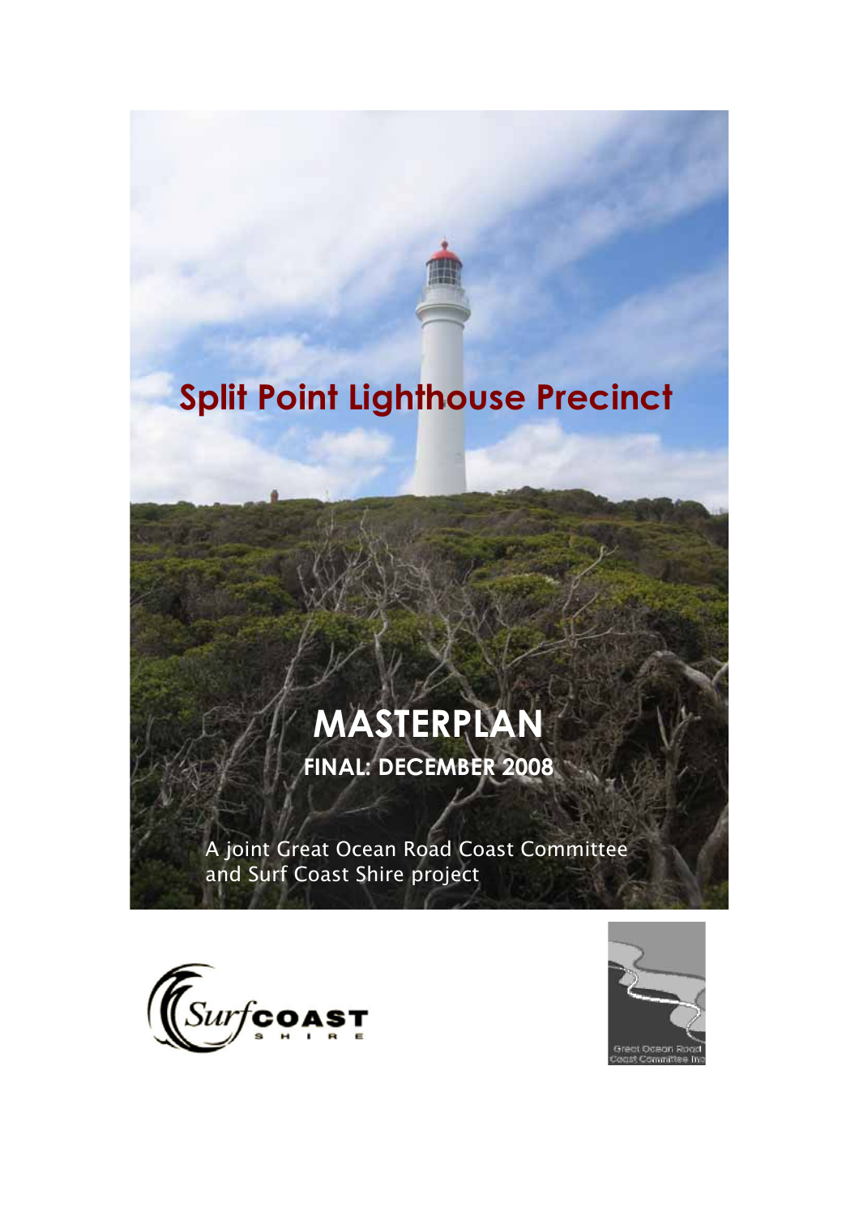# Split Point Lighthouse Precinct

## MASTERPLAN

**FINAL: DECEMBER 2008**

A joint Great Ocean Road Coast Committee and Surf Coast Shire project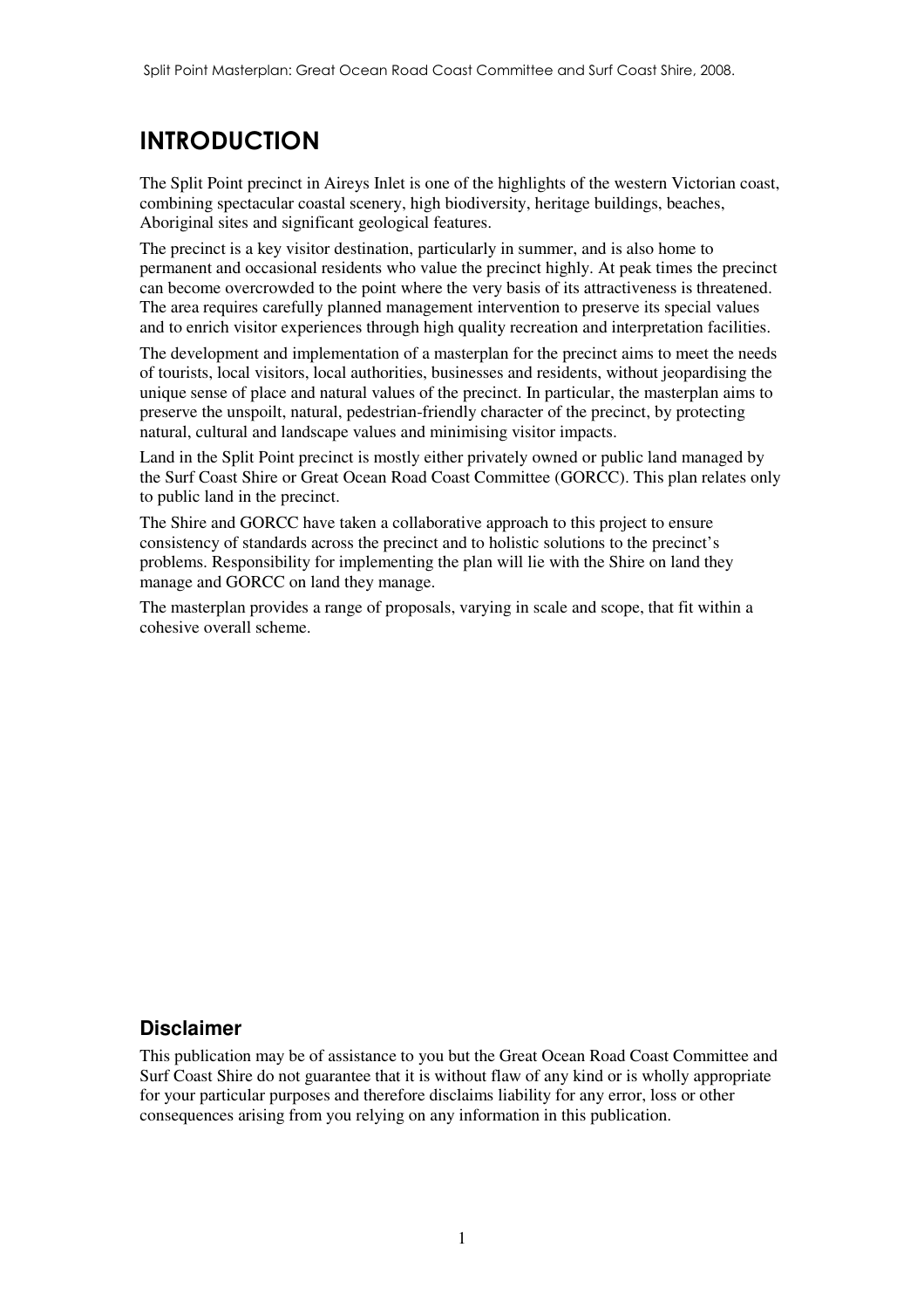# INTRODUCTION

The Split Point precinct in Aireys Inlet is one of the highlights of the western Victorian coast, combining spectacular coastal scenery, high biodiversity, heritage buildings, beaches, Aboriginal sites and significant geological features.

The precinct is a key visitor destination, particularly in summer, and is also home to permanent and occasional residents who value the precinct highly. At peak times the precinct can become overcrowded to the point where the very basis of its attractiveness is threatened. The area requires carefully planned management intervention to preserve its special values and to enrich visitor experiences through high quality recreation and interpretation facilities.

The development and implementation of a masterplan for the precinct aims to meet the needs of tourists, local visitors, local authorities, businesses and residents, without jeopardising the unique sense of place and natural values of the precinct. In particular, the masterplan aims to preserve the unspoilt, natural, pedestrian-friendly character of the precinct, by protecting natural, cultural and landscape values and minimising visitor impacts.

Land in the Split Point precinct is mostly either privately owned or public land managed by the Surf Coast Shire or Great Ocean Road Coast Committee (GORCC). This plan relates only to public land in the precinct.

The Shire and GORCC have taken a collaborative approach to this project to ensure consistency of standards across the precinct and to holistic solutions to the precinct's problems. Responsibility for implementing the plan will lie with the Shire on land they manage and GORCC on land they manage.

The masterplan provides a range of proposals, varying in scale and scope, that fit within a cohesive overall scheme.

## Disclaimer

This publication may be of assistance to you but the Great Ocean Road Coast Committee and Surf Coast Shire do not guarantee that it is without flaw of any kind or is wholly appropriate for your particular purposes and therefore disclaims liability for any error, loss or other consequences arising from you relying on any information in this publication.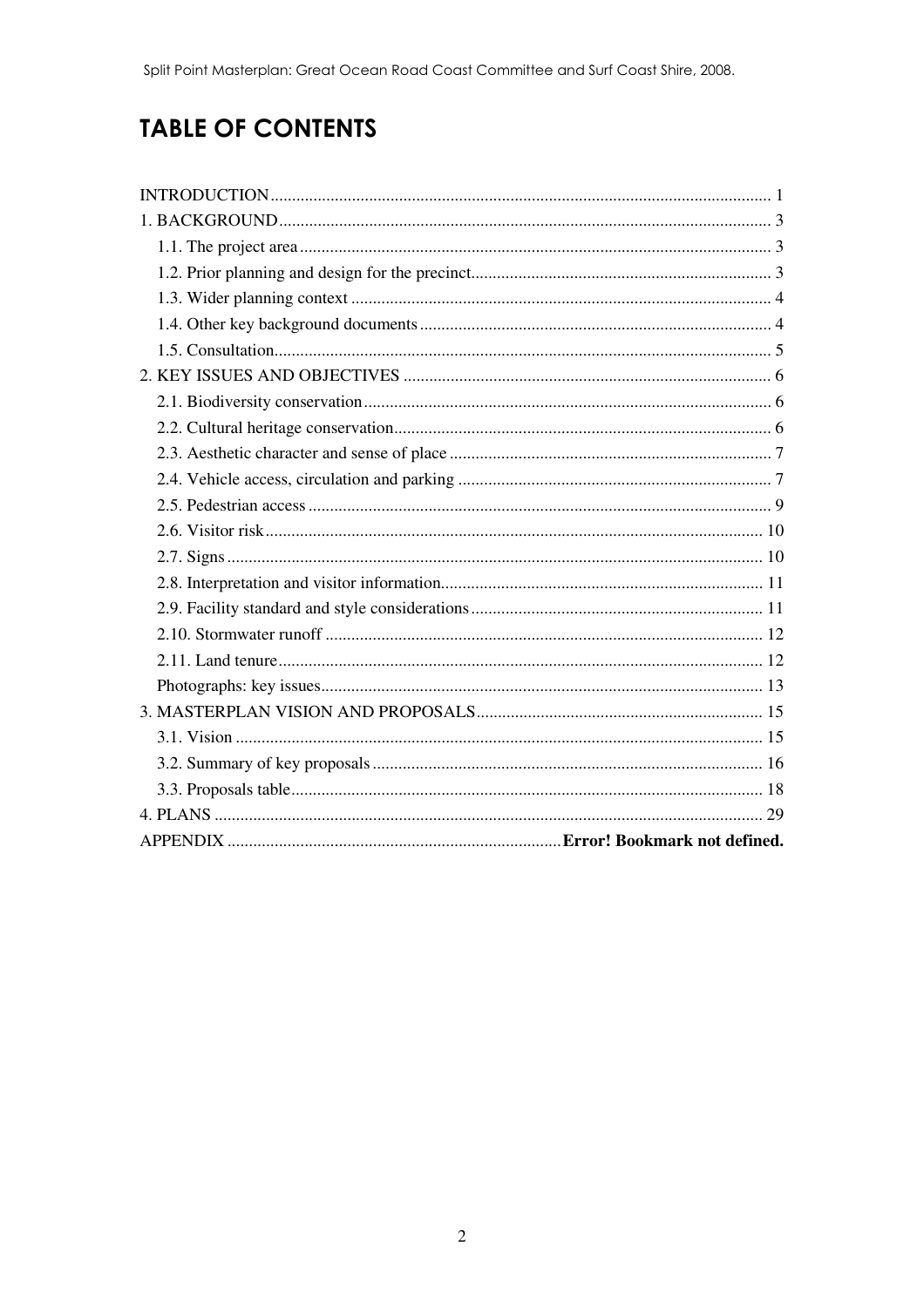# TABLE OF CONTENTS

INTRODUCTION .... 1
1. BACKGROUND .... 3
   1.1. The project area .... 3
   1.2. Prior planning and design for the precinct .... 3
   1.3. Wider planning context .... 4
   1.4. Other key background documents .... 4
   1.5. Consultation .... 5
2. KEY ISSUES AND OBJECTIVES .... 6
   2.1. Biodiversity conservation .... 6
   2.2. Cultural heritage conservation .... 6
   2.3. Aesthetic character and sense of place .... 7
   2.4. Vehicle access, circulation and parking .... 7
   2.5. Pedestrian access .... 9
   2.6. Visitor risk .... 10
   2.7. Signs .... 10
   2.8. Interpretation and visitor information .... 11
   2.9. Facility standard and style considerations .... 11
   2.10. Stormwater runoff .... 12
   2.11. Land tenure .... 12
   Photographs: key issues .... 13
3. MASTERPLAN VISION AND PROPOSALS .... 15
   3.1. Vision .... 15
   3.2. Summary of key proposals .... 16
   3.3. Proposals table .... 18
4. PLANS .... 29
APPENDIX .... **Error! Bookmark not defined.**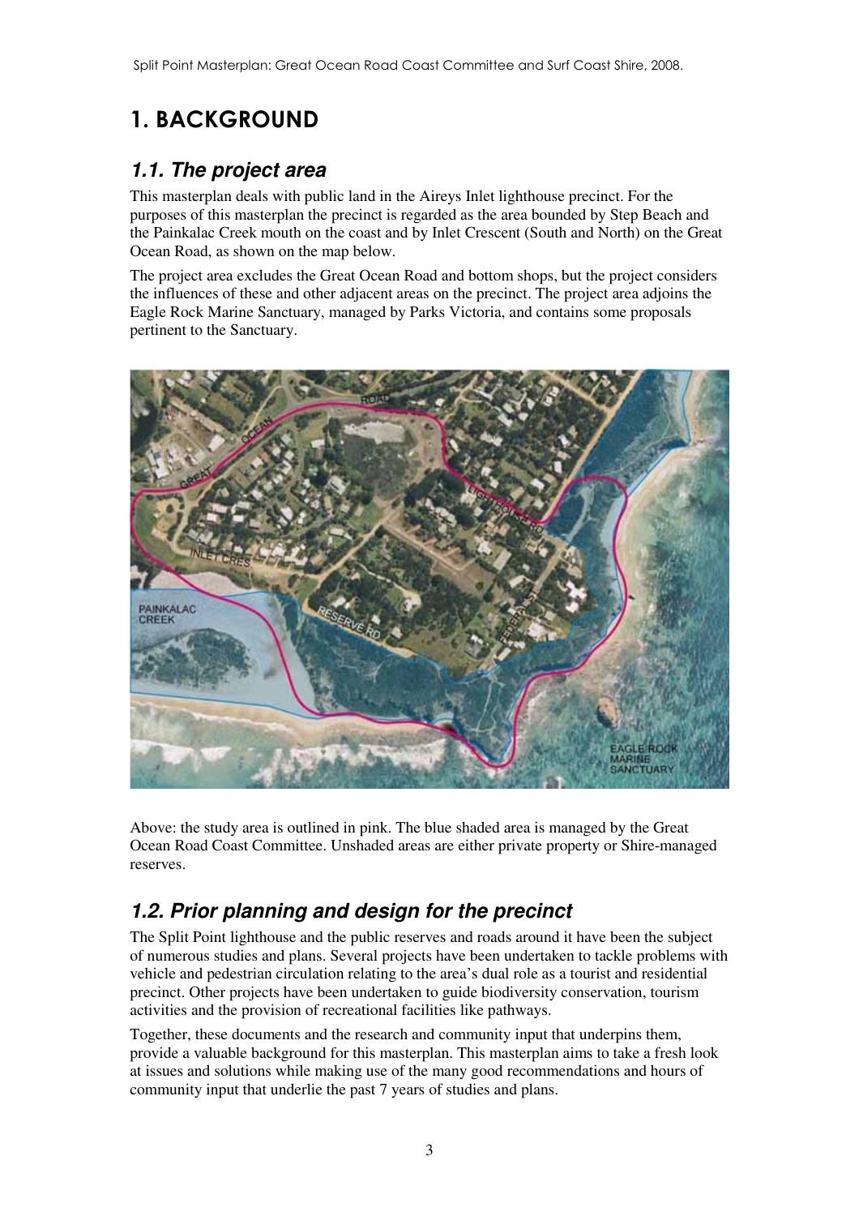# 1. BACKGROUND

## *1.1. The project area*

This masterplan deals with public land in the Aireys Inlet lighthouse precinct. For the purposes of this masterplan the precinct is regarded as the area bounded by Step Beach and the Painkalac Creek mouth on the coast and by Inlet Crescent (South and North) on the Great Ocean Road, as shown on the map below.

The project area excludes the Great Ocean Road and bottom shops, but the project considers the influences of these and other adjacent areas on the precinct. The project area adjoins the Eagle Rock Marine Sanctuary, managed by Parks Victoria, and contains some proposals pertinent to the Sanctuary.

Above: the study area is outlined in pink. The blue shaded area is managed by the Great Ocean Road Coast Committee. Unshaded areas are either private property or Shire-managed reserves.

## *1.2. Prior planning and design for the precinct*

The Split Point lighthouse and the public reserves and roads around it have been the subject of numerous studies and plans. Several projects have been undertaken to tackle problems with vehicle and pedestrian circulation relating to the area's dual role as a tourist and residential precinct. Other projects have been undertaken to guide biodiversity conservation, tourism activities and the provision of recreational facilities like pathways.

Together, these documents and the research and community input that underpins them, provide a valuable background for this masterplan. This masterplan aims to take a fresh look at issues and solutions while making use of the many good recommendations and hours of community input that underlie the past 7 years of studies and plans.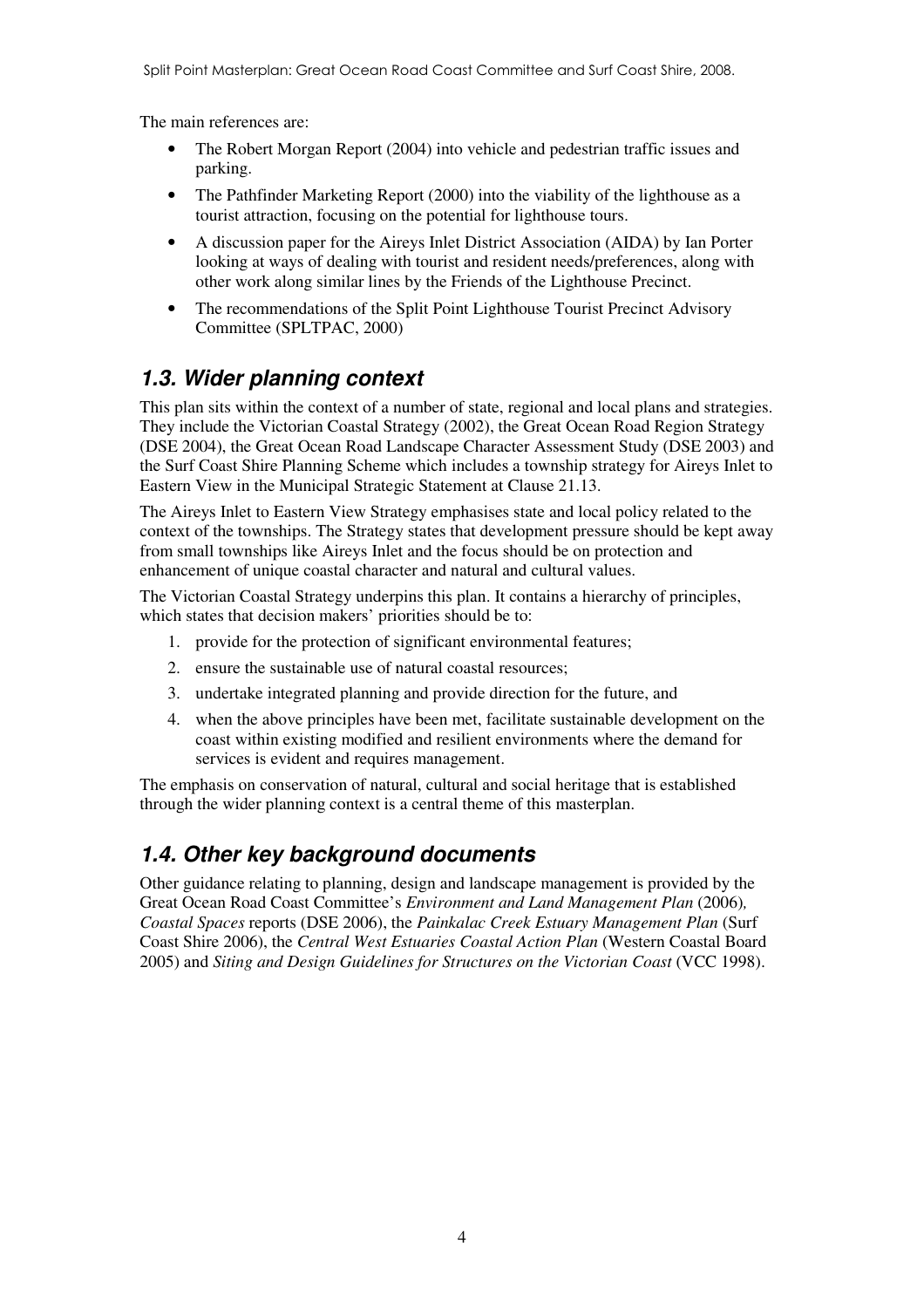The main references are:

- The Robert Morgan Report (2004) into vehicle and pedestrian traffic issues and parking.
- The Pathfinder Marketing Report (2000) into the viability of the lighthouse as a tourist attraction, focusing on the potential for lighthouse tours.
- A discussion paper for the Aireys Inlet District Association (AIDA) by Ian Porter looking at ways of dealing with tourist and resident needs/preferences, along with other work along similar lines by the Friends of the Lighthouse Precinct.
- The recommendations of the Split Point Lighthouse Tourist Precinct Advisory Committee (SPLTPAC, 2000)

## 1.3. Wider planning context

This plan sits within the context of a number of state, regional and local plans and strategies. They include the Victorian Coastal Strategy (2002), the Great Ocean Road Region Strategy (DSE 2004), the Great Ocean Road Landscape Character Assessment Study (DSE 2003) and the Surf Coast Shire Planning Scheme which includes a township strategy for Aireys Inlet to Eastern View in the Municipal Strategic Statement at Clause 21.13.

The Aireys Inlet to Eastern View Strategy emphasises state and local policy related to the context of the townships. The Strategy states that development pressure should be kept away from small townships like Aireys Inlet and the focus should be on protection and enhancement of unique coastal character and natural and cultural values.

The Victorian Coastal Strategy underpins this plan. It contains a hierarchy of principles, which states that decision makers' priorities should be to:

1. provide for the protection of significant environmental features;
2. ensure the sustainable use of natural coastal resources;
3. undertake integrated planning and provide direction for the future, and
4. when the above principles have been met, facilitate sustainable development on the coast within existing modified and resilient environments where the demand for services is evident and requires management.

The emphasis on conservation of natural, cultural and social heritage that is established through the wider planning context is a central theme of this masterplan.

## 1.4. Other key background documents

Other guidance relating to planning, design and landscape management is provided by the Great Ocean Road Coast Committee's *Environment and Land Management Plan* (2006)*, Coastal Spaces* reports (DSE 2006), the *Painkalac Creek Estuary Management Plan* (Surf Coast Shire 2006), the *Central West Estuaries Coastal Action Plan* (Western Coastal Board 2005) and *Siting and Design Guidelines for Structures on the Victorian Coast* (VCC 1998).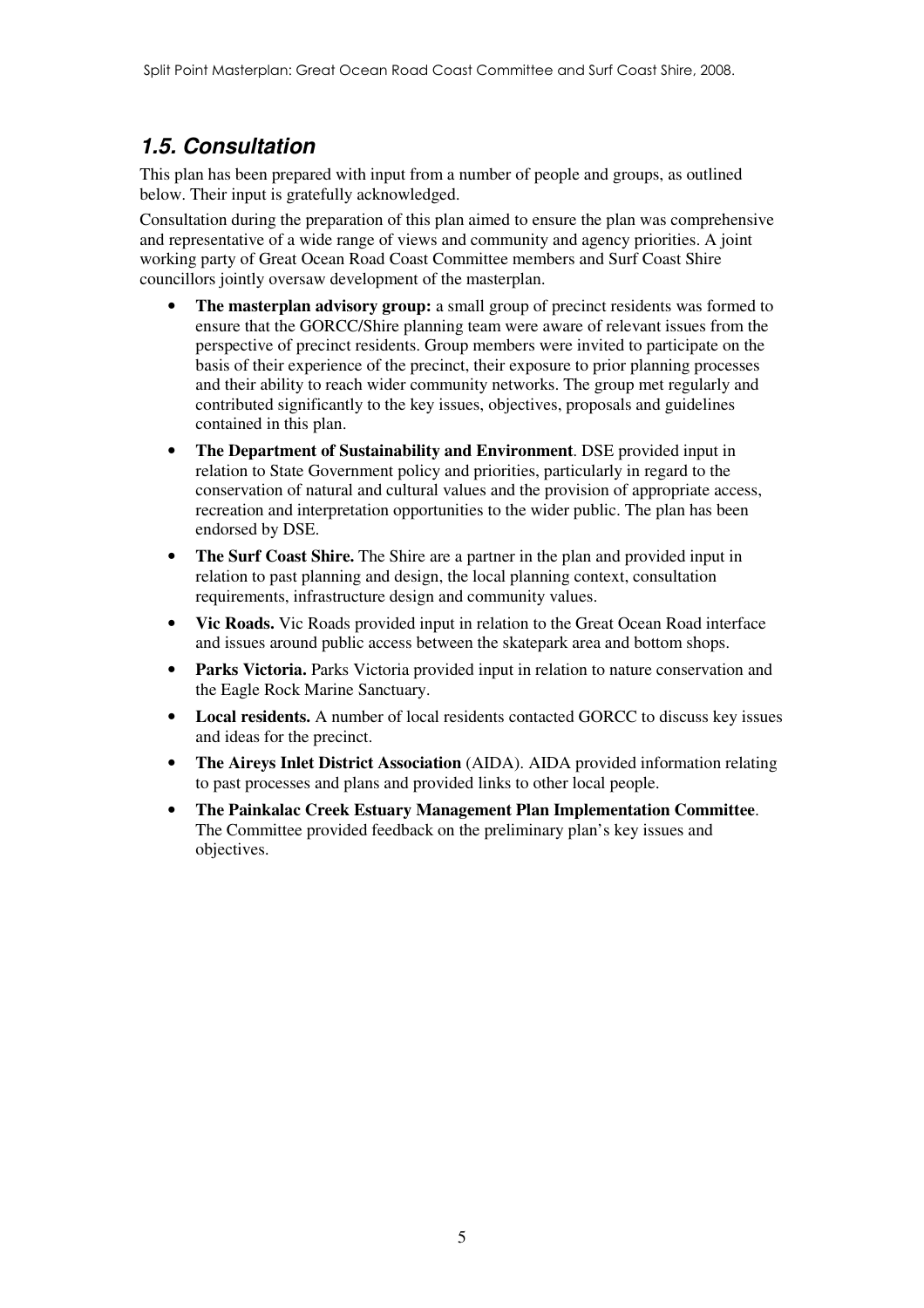## *1.5. Consultation*

This plan has been prepared with input from a number of people and groups, as outlined below. Their input is gratefully acknowledged.

Consultation during the preparation of this plan aimed to ensure the plan was comprehensive and representative of a wide range of views and community and agency priorities. A joint working party of Great Ocean Road Coast Committee members and Surf Coast Shire councillors jointly oversaw development of the masterplan.

- **The masterplan advisory group:** a small group of precinct residents was formed to ensure that the GORCC/Shire planning team were aware of relevant issues from the perspective of precinct residents. Group members were invited to participate on the basis of their experience of the precinct, their exposure to prior planning processes and their ability to reach wider community networks. The group met regularly and contributed significantly to the key issues, objectives, proposals and guidelines contained in this plan.
- **The Department of Sustainability and Environment**. DSE provided input in relation to State Government policy and priorities, particularly in regard to the conservation of natural and cultural values and the provision of appropriate access, recreation and interpretation opportunities to the wider public. The plan has been endorsed by DSE.
- **The Surf Coast Shire.** The Shire are a partner in the plan and provided input in relation to past planning and design, the local planning context, consultation requirements, infrastructure design and community values.
- **Vic Roads.** Vic Roads provided input in relation to the Great Ocean Road interface and issues around public access between the skatepark area and bottom shops.
- **Parks Victoria.** Parks Victoria provided input in relation to nature conservation and the Eagle Rock Marine Sanctuary.
- **Local residents.** A number of local residents contacted GORCC to discuss key issues and ideas for the precinct.
- **The Aireys Inlet District Association** (AIDA). AIDA provided information relating to past processes and plans and provided links to other local people.
- **The Painkalac Creek Estuary Management Plan Implementation Committee**. The Committee provided feedback on the preliminary plan's key issues and objectives.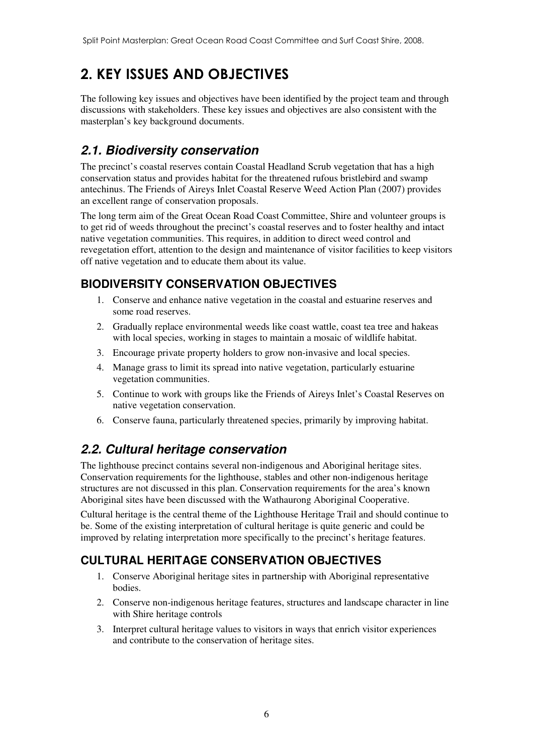# 2. KEY ISSUES AND OBJECTIVES

The following key issues and objectives have been identified by the project team and through discussions with stakeholders. These key issues and objectives are also consistent with the masterplan's key background documents.

## *2.1. Biodiversity conservation*

The precinct's coastal reserves contain Coastal Headland Scrub vegetation that has a high conservation status and provides habitat for the threatened rufous bristlebird and swamp antechinus. The Friends of Aireys Inlet Coastal Reserve Weed Action Plan (2007) provides an excellent range of conservation proposals.

The long term aim of the Great Ocean Road Coast Committee, Shire and volunteer groups is to get rid of weeds throughout the precinct's coastal reserves and to foster healthy and intact native vegetation communities. This requires, in addition to direct weed control and revegetation effort, attention to the design and maintenance of visitor facilities to keep visitors off native vegetation and to educate them about its value.

### BIODIVERSITY CONSERVATION OBJECTIVES

1. Conserve and enhance native vegetation in the coastal and estuarine reserves and some road reserves.
2. Gradually replace environmental weeds like coast wattle, coast tea tree and hakeas with local species, working in stages to maintain a mosaic of wildlife habitat.
3. Encourage private property holders to grow non-invasive and local species.
4. Manage grass to limit its spread into native vegetation, particularly estuarine vegetation communities.
5. Continue to work with groups like the Friends of Aireys Inlet's Coastal Reserves on native vegetation conservation.
6. Conserve fauna, particularly threatened species, primarily by improving habitat.

## *2.2. Cultural heritage conservation*

The lighthouse precinct contains several non-indigenous and Aboriginal heritage sites. Conservation requirements for the lighthouse, stables and other non-indigenous heritage structures are not discussed in this plan. Conservation requirements for the area's known Aboriginal sites have been discussed with the Wathaurong Aboriginal Cooperative.

Cultural heritage is the central theme of the Lighthouse Heritage Trail and should continue to be. Some of the existing interpretation of cultural heritage is quite generic and could be improved by relating interpretation more specifically to the precinct's heritage features.

### CULTURAL HERITAGE CONSERVATION OBJECTIVES

1. Conserve Aboriginal heritage sites in partnership with Aboriginal representative bodies.
2. Conserve non-indigenous heritage features, structures and landscape character in line with Shire heritage controls
3. Interpret cultural heritage values to visitors in ways that enrich visitor experiences and contribute to the conservation of heritage sites.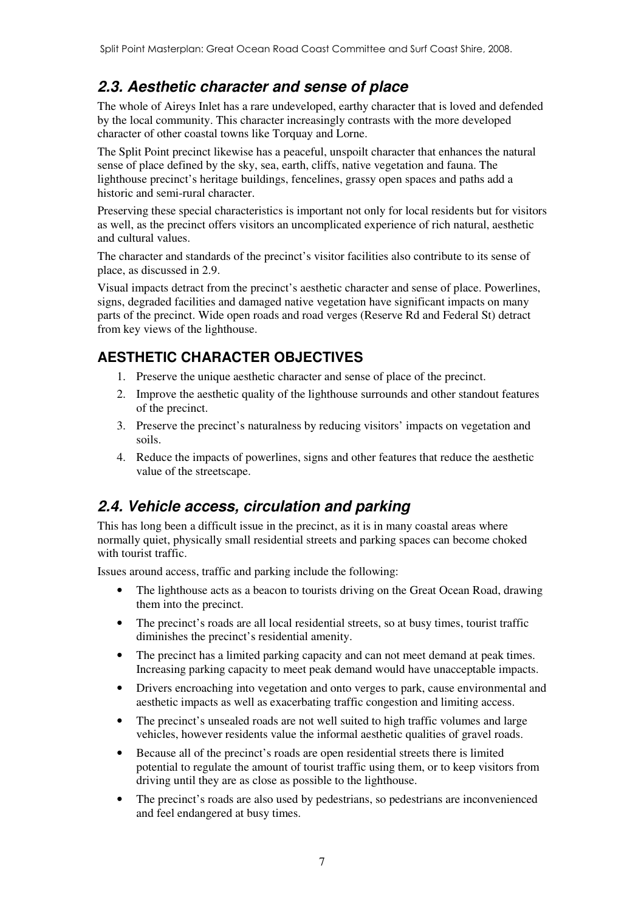## *2.3. Aesthetic character and sense of place*

The whole of Aireys Inlet has a rare undeveloped, earthy character that is loved and defended by the local community. This character increasingly contrasts with the more developed character of other coastal towns like Torquay and Lorne.

The Split Point precinct likewise has a peaceful, unspoilt character that enhances the natural sense of place defined by the sky, sea, earth, cliffs, native vegetation and fauna. The lighthouse precinct's heritage buildings, fencelines, grassy open spaces and paths add a historic and semi-rural character.

Preserving these special characteristics is important not only for local residents but for visitors as well, as the precinct offers visitors an uncomplicated experience of rich natural, aesthetic and cultural values.

The character and standards of the precinct's visitor facilities also contribute to its sense of place, as discussed in 2.9.

Visual impacts detract from the precinct's aesthetic character and sense of place. Powerlines, signs, degraded facilities and damaged native vegetation have significant impacts on many parts of the precinct. Wide open roads and road verges (Reserve Rd and Federal St) detract from key views of the lighthouse.

### AESTHETIC CHARACTER OBJECTIVES

1. Preserve the unique aesthetic character and sense of place of the precinct.
2. Improve the aesthetic quality of the lighthouse surrounds and other standout features of the precinct.
3. Preserve the precinct's naturalness by reducing visitors' impacts on vegetation and soils.
4. Reduce the impacts of powerlines, signs and other features that reduce the aesthetic value of the streetscape.

## *2.4. Vehicle access, circulation and parking*

This has long been a difficult issue in the precinct, as it is in many coastal areas where normally quiet, physically small residential streets and parking spaces can become choked with tourist traffic.

Issues around access, traffic and parking include the following:

- The lighthouse acts as a beacon to tourists driving on the Great Ocean Road, drawing them into the precinct.
- The precinct's roads are all local residential streets, so at busy times, tourist traffic diminishes the precinct's residential amenity.
- The precinct has a limited parking capacity and can not meet demand at peak times. Increasing parking capacity to meet peak demand would have unacceptable impacts.
- Drivers encroaching into vegetation and onto verges to park, cause environmental and aesthetic impacts as well as exacerbating traffic congestion and limiting access.
- The precinct's unsealed roads are not well suited to high traffic volumes and large vehicles, however residents value the informal aesthetic qualities of gravel roads.
- Because all of the precinct's roads are open residential streets there is limited potential to regulate the amount of tourist traffic using them, or to keep visitors from driving until they are as close as possible to the lighthouse.
- The precinct's roads are also used by pedestrians, so pedestrians are inconvenienced and feel endangered at busy times.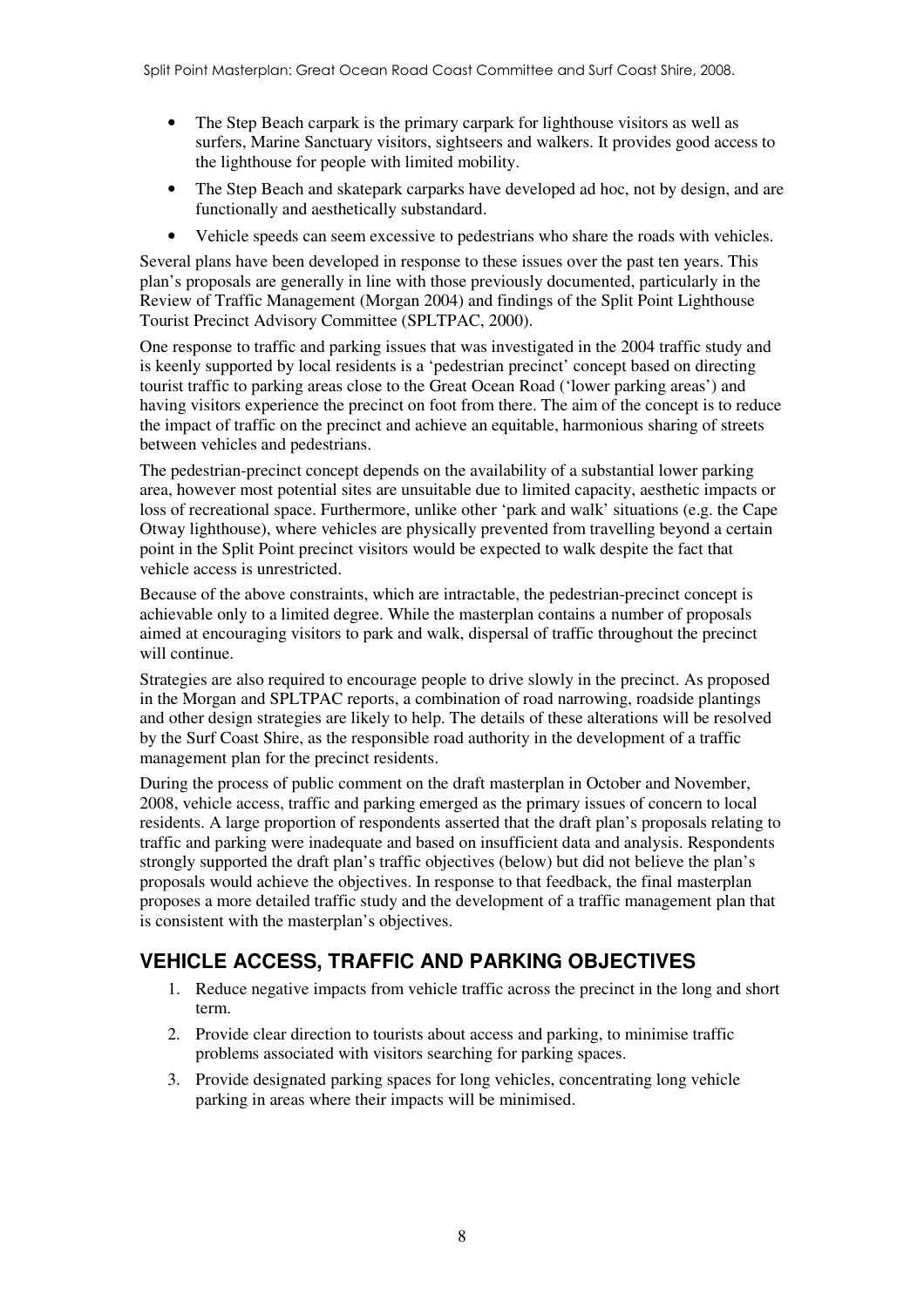- The Step Beach carpark is the primary carpark for lighthouse visitors as well as surfers, Marine Sanctuary visitors, sightseers and walkers. It provides good access to the lighthouse for people with limited mobility.
- The Step Beach and skatepark carparks have developed ad hoc, not by design, and are functionally and aesthetically substandard.
- Vehicle speeds can seem excessive to pedestrians who share the roads with vehicles.

Several plans have been developed in response to these issues over the past ten years. This plan's proposals are generally in line with those previously documented, particularly in the Review of Traffic Management (Morgan 2004) and findings of the Split Point Lighthouse Tourist Precinct Advisory Committee (SPLTPAC, 2000).

One response to traffic and parking issues that was investigated in the 2004 traffic study and is keenly supported by local residents is a 'pedestrian precinct' concept based on directing tourist traffic to parking areas close to the Great Ocean Road ('lower parking areas') and having visitors experience the precinct on foot from there. The aim of the concept is to reduce the impact of traffic on the precinct and achieve an equitable, harmonious sharing of streets between vehicles and pedestrians.

The pedestrian-precinct concept depends on the availability of a substantial lower parking area, however most potential sites are unsuitable due to limited capacity, aesthetic impacts or loss of recreational space. Furthermore, unlike other 'park and walk' situations (e.g. the Cape Otway lighthouse), where vehicles are physically prevented from travelling beyond a certain point in the Split Point precinct visitors would be expected to walk despite the fact that vehicle access is unrestricted.

Because of the above constraints, which are intractable, the pedestrian-precinct concept is achievable only to a limited degree. While the masterplan contains a number of proposals aimed at encouraging visitors to park and walk, dispersal of traffic throughout the precinct will continue.

Strategies are also required to encourage people to drive slowly in the precinct. As proposed in the Morgan and SPLTPAC reports, a combination of road narrowing, roadside plantings and other design strategies are likely to help. The details of these alterations will be resolved by the Surf Coast Shire, as the responsible road authority in the development of a traffic management plan for the precinct residents.

During the process of public comment on the draft masterplan in October and November, 2008, vehicle access, traffic and parking emerged as the primary issues of concern to local residents. A large proportion of respondents asserted that the draft plan's proposals relating to traffic and parking were inadequate and based on insufficient data and analysis. Respondents strongly supported the draft plan's traffic objectives (below) but did not believe the plan's proposals would achieve the objectives. In response to that feedback, the final masterplan proposes a more detailed traffic study and the development of a traffic management plan that is consistent with the masterplan's objectives.

## VEHICLE ACCESS, TRAFFIC AND PARKING OBJECTIVES

1. Reduce negative impacts from vehicle traffic across the precinct in the long and short term.
2. Provide clear direction to tourists about access and parking, to minimise traffic problems associated with visitors searching for parking spaces.
3. Provide designated parking spaces for long vehicles, concentrating long vehicle parking in areas where their impacts will be minimised.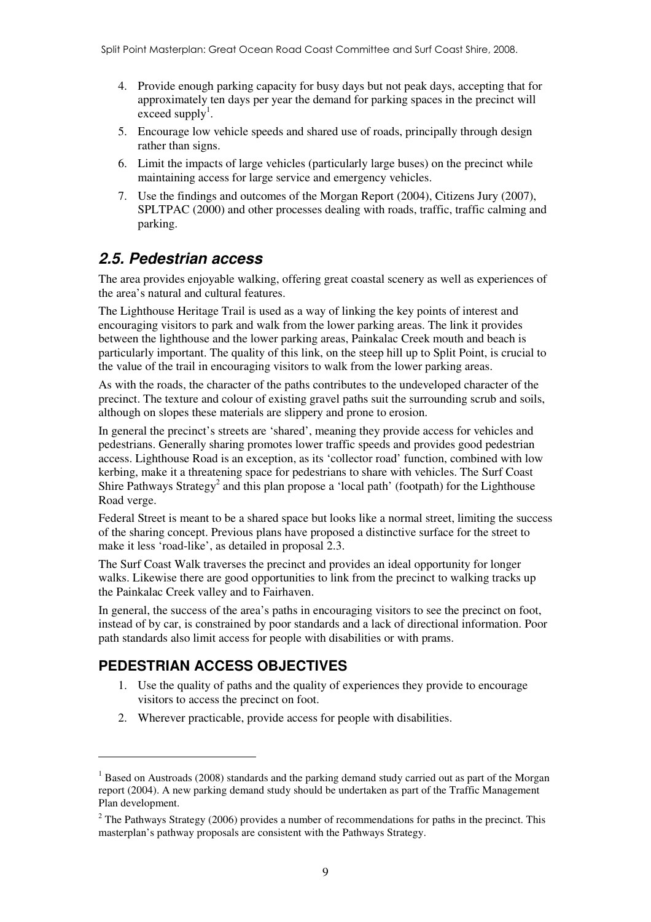4. Provide enough parking capacity for busy days but not peak days, accepting that for approximately ten days per year the demand for parking spaces in the precinct will exceed supply[1].
5. Encourage low vehicle speeds and shared use of roads, principally through design rather than signs.
6. Limit the impacts of large vehicles (particularly large buses) on the precinct while maintaining access for large service and emergency vehicles.
7. Use the findings and outcomes of the Morgan Report (2004), Citizens Jury (2007), SPLTPAC (2000) and other processes dealing with roads, traffic, traffic calming and parking.

## *2.5. Pedestrian access*

The area provides enjoyable walking, offering great coastal scenery as well as experiences of the area's natural and cultural features.

The Lighthouse Heritage Trail is used as a way of linking the key points of interest and encouraging visitors to park and walk from the lower parking areas. The link it provides between the lighthouse and the lower parking areas, Painkalac Creek mouth and beach is particularly important. The quality of this link, on the steep hill up to Split Point, is crucial to the value of the trail in encouraging visitors to walk from the lower parking areas.

As with the roads, the character of the paths contributes to the undeveloped character of the precinct. The texture and colour of existing gravel paths suit the surrounding scrub and soils, although on slopes these materials are slippery and prone to erosion.

In general the precinct's streets are 'shared', meaning they provide access for vehicles and pedestrians. Generally sharing promotes lower traffic speeds and provides good pedestrian access. Lighthouse Road is an exception, as its 'collector road' function, combined with low kerbing, make it a threatening space for pedestrians to share with vehicles. The Surf Coast Shire Pathways Strategy[2] and this plan propose a 'local path' (footpath) for the Lighthouse Road verge.

Federal Street is meant to be a shared space but looks like a normal street, limiting the success of the sharing concept. Previous plans have proposed a distinctive surface for the street to make it less 'road-like', as detailed in proposal 2.3.

The Surf Coast Walk traverses the precinct and provides an ideal opportunity for longer walks. Likewise there are good opportunities to link from the precinct to walking tracks up the Painkalac Creek valley and to Fairhaven.

In general, the success of the area's paths in encouraging visitors to see the precinct on foot, instead of by car, is constrained by poor standards and a lack of directional information. Poor path standards also limit access for people with disabilities or with prams.

### PEDESTRIAN ACCESS OBJECTIVES

1. Use the quality of paths and the quality of experiences they provide to encourage visitors to access the precinct on foot.
2. Wherever practicable, provide access for people with disabilities.

---

[1] Based on Austroads (2008) standards and the parking demand study carried out as part of the Morgan report (2004). A new parking demand study should be undertaken as part of the Traffic Management Plan development.

[2] The Pathways Strategy (2006) provides a number of recommendations for paths in the precinct. This masterplan's pathway proposals are consistent with the Pathways Strategy.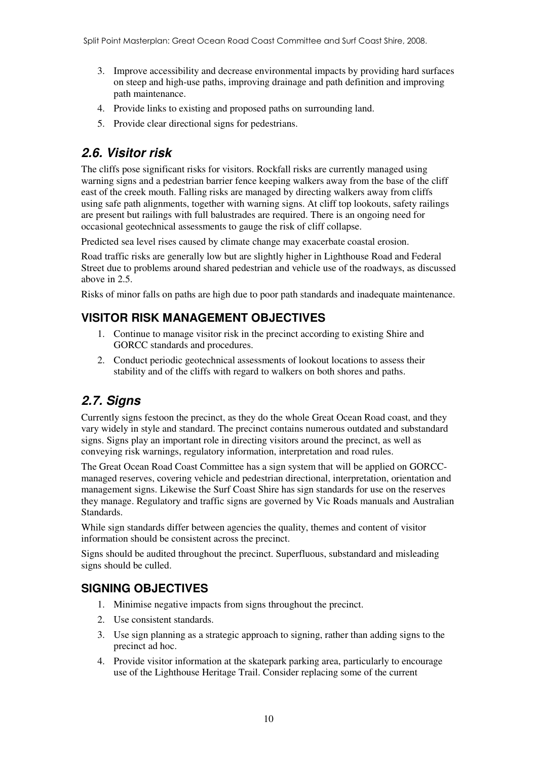3. Improve accessibility and decrease environmental impacts by providing hard surfaces on steep and high-use paths, improving drainage and path definition and improving path maintenance.
4. Provide links to existing and proposed paths on surrounding land.
5. Provide clear directional signs for pedestrians.

## *2.6. Visitor risk*

The cliffs pose significant risks for visitors. Rockfall risks are currently managed using warning signs and a pedestrian barrier fence keeping walkers away from the base of the cliff east of the creek mouth. Falling risks are managed by directing walkers away from cliffs using safe path alignments, together with warning signs. At cliff top lookouts, safety railings are present but railings with full balustrades are required. There is an ongoing need for occasional geotechnical assessments to gauge the risk of cliff collapse.

Predicted sea level rises caused by climate change may exacerbate coastal erosion.

Road traffic risks are generally low but are slightly higher in Lighthouse Road and Federal Street due to problems around shared pedestrian and vehicle use of the roadways, as discussed above in 2.5.

Risks of minor falls on paths are high due to poor path standards and inadequate maintenance.

### VISITOR RISK MANAGEMENT OBJECTIVES

1. Continue to manage visitor risk in the precinct according to existing Shire and GORCC standards and procedures.
2. Conduct periodic geotechnical assessments of lookout locations to assess their stability and of the cliffs with regard to walkers on both shores and paths.

## *2.7. Signs*

Currently signs festoon the precinct, as they do the whole Great Ocean Road coast, and they vary widely in style and standard. The precinct contains numerous outdated and substandard signs. Signs play an important role in directing visitors around the precinct, as well as conveying risk warnings, regulatory information, interpretation and road rules.

The Great Ocean Road Coast Committee has a sign system that will be applied on GORCC-managed reserves, covering vehicle and pedestrian directional, interpretation, orientation and management signs. Likewise the Surf Coast Shire has sign standards for use on the reserves they manage. Regulatory and traffic signs are governed by Vic Roads manuals and Australian Standards.

While sign standards differ between agencies the quality, themes and content of visitor information should be consistent across the precinct.

Signs should be audited throughout the precinct. Superfluous, substandard and misleading signs should be culled.

### SIGNING OBJECTIVES

1. Minimise negative impacts from signs throughout the precinct.
2. Use consistent standards.
3. Use sign planning as a strategic approach to signing, rather than adding signs to the precinct ad hoc.
4. Provide visitor information at the skatepark parking area, particularly to encourage use of the Lighthouse Heritage Trail. Consider replacing some of the current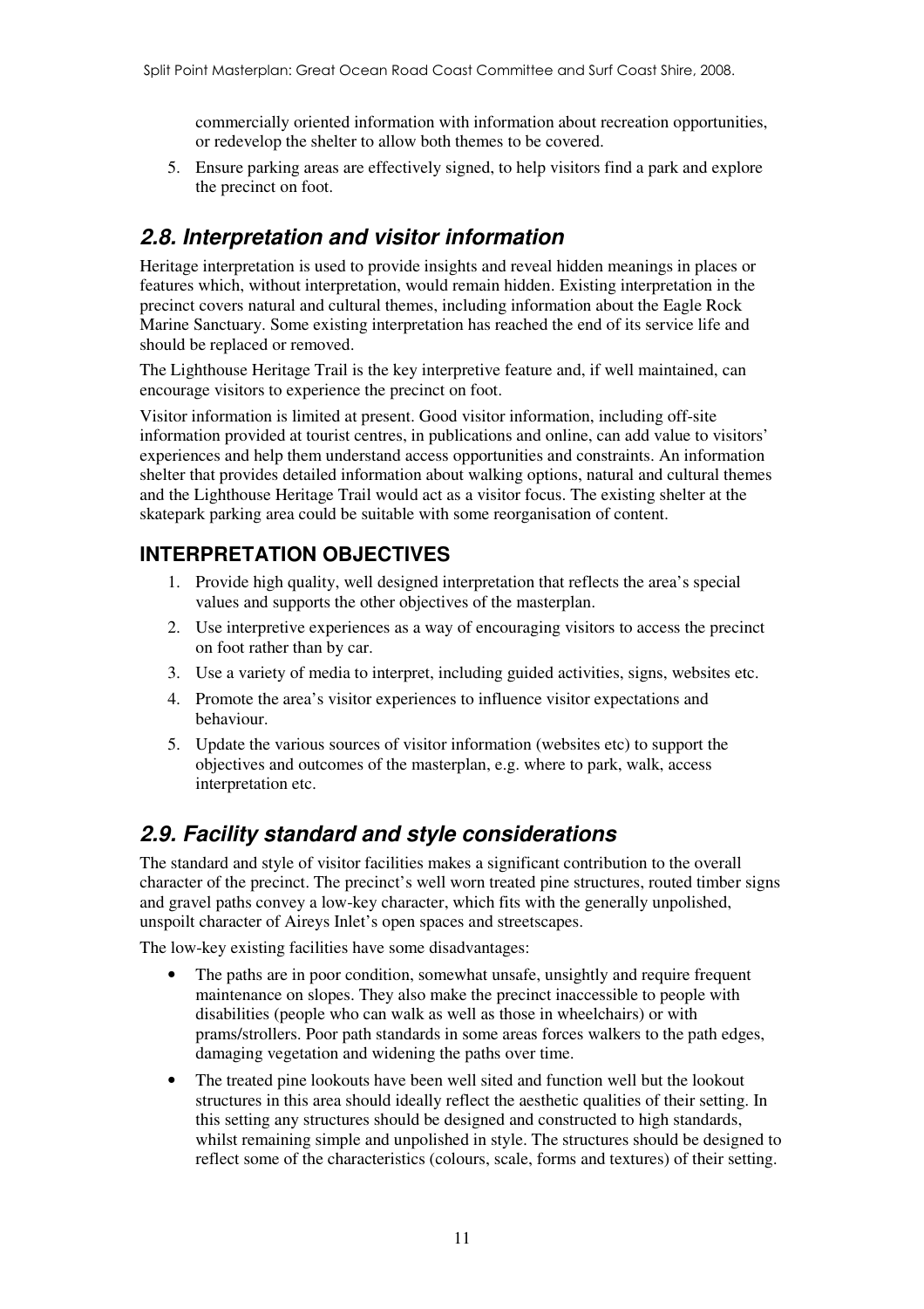commercially oriented information with information about recreation opportunities, or redevelop the shelter to allow both themes to be covered.

5. Ensure parking areas are effectively signed, to help visitors find a park and explore the precinct on foot.

## *2.8. Interpretation and visitor information*

Heritage interpretation is used to provide insights and reveal hidden meanings in places or features which, without interpretation, would remain hidden. Existing interpretation in the precinct covers natural and cultural themes, including information about the Eagle Rock Marine Sanctuary. Some existing interpretation has reached the end of its service life and should be replaced or removed.

The Lighthouse Heritage Trail is the key interpretive feature and, if well maintained, can encourage visitors to experience the precinct on foot.

Visitor information is limited at present. Good visitor information, including off-site information provided at tourist centres, in publications and online, can add value to visitors' experiences and help them understand access opportunities and constraints. An information shelter that provides detailed information about walking options, natural and cultural themes and the Lighthouse Heritage Trail would act as a visitor focus. The existing shelter at the skatepark parking area could be suitable with some reorganisation of content.

### INTERPRETATION OBJECTIVES

1. Provide high quality, well designed interpretation that reflects the area's special values and supports the other objectives of the masterplan.
2. Use interpretive experiences as a way of encouraging visitors to access the precinct on foot rather than by car.
3. Use a variety of media to interpret, including guided activities, signs, websites etc.
4. Promote the area's visitor experiences to influence visitor expectations and behaviour.
5. Update the various sources of visitor information (websites etc) to support the objectives and outcomes of the masterplan, e.g. where to park, walk, access interpretation etc.

## *2.9. Facility standard and style considerations*

The standard and style of visitor facilities makes a significant contribution to the overall character of the precinct. The precinct's well worn treated pine structures, routed timber signs and gravel paths convey a low-key character, which fits with the generally unpolished, unspoilt character of Aireys Inlet's open spaces and streetscapes.

The low-key existing facilities have some disadvantages:

- The paths are in poor condition, somewhat unsafe, unsightly and require frequent maintenance on slopes. They also make the precinct inaccessible to people with disabilities (people who can walk as well as those in wheelchairs) or with prams/strollers. Poor path standards in some areas forces walkers to the path edges, damaging vegetation and widening the paths over time.
- The treated pine lookouts have been well sited and function well but the lookout structures in this area should ideally reflect the aesthetic qualities of their setting. In this setting any structures should be designed and constructed to high standards, whilst remaining simple and unpolished in style. The structures should be designed to reflect some of the characteristics (colours, scale, forms and textures) of their setting.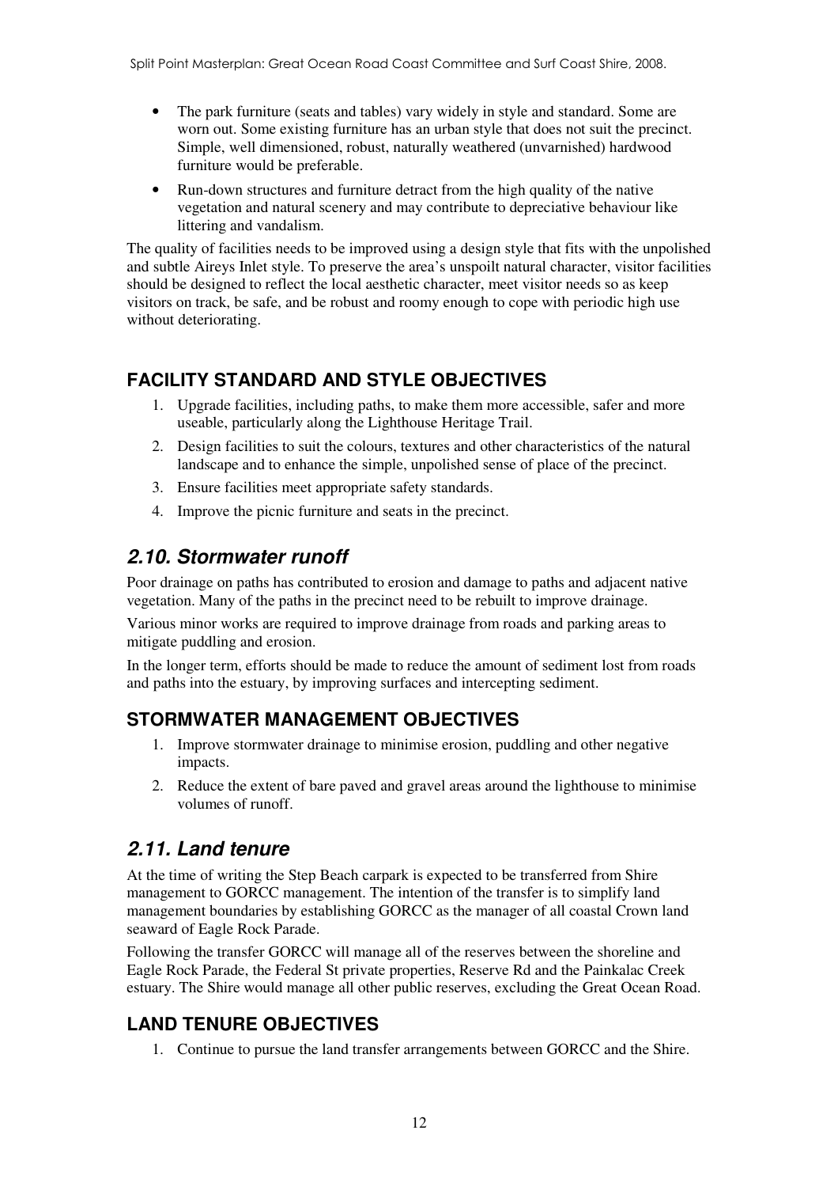- The park furniture (seats and tables) vary widely in style and standard. Some are worn out. Some existing furniture has an urban style that does not suit the precinct. Simple, well dimensioned, robust, naturally weathered (unvarnished) hardwood furniture would be preferable.
- Run-down structures and furniture detract from the high quality of the native vegetation and natural scenery and may contribute to depreciative behaviour like littering and vandalism.

The quality of facilities needs to be improved using a design style that fits with the unpolished and subtle Aireys Inlet style. To preserve the area's unspoilt natural character, visitor facilities should be designed to reflect the local aesthetic character, meet visitor needs so as keep visitors on track, be safe, and be robust and roomy enough to cope with periodic high use without deteriorating.

### FACILITY STANDARD AND STYLE OBJECTIVES

1. Upgrade facilities, including paths, to make them more accessible, safer and more useable, particularly along the Lighthouse Heritage Trail.
2. Design facilities to suit the colours, textures and other characteristics of the natural landscape and to enhance the simple, unpolished sense of place of the precinct.
3. Ensure facilities meet appropriate safety standards.
4. Improve the picnic furniture and seats in the precinct.

## *2.10. Stormwater runoff*

Poor drainage on paths has contributed to erosion and damage to paths and adjacent native vegetation. Many of the paths in the precinct need to be rebuilt to improve drainage.

Various minor works are required to improve drainage from roads and parking areas to mitigate puddling and erosion.

In the longer term, efforts should be made to reduce the amount of sediment lost from roads and paths into the estuary, by improving surfaces and intercepting sediment.

### STORMWATER MANAGEMENT OBJECTIVES

1. Improve stormwater drainage to minimise erosion, puddling and other negative impacts.
2. Reduce the extent of bare paved and gravel areas around the lighthouse to minimise volumes of runoff.

## *2.11. Land tenure*

At the time of writing the Step Beach carpark is expected to be transferred from Shire management to GORCC management. The intention of the transfer is to simplify land management boundaries by establishing GORCC as the manager of all coastal Crown land seaward of Eagle Rock Parade.

Following the transfer GORCC will manage all of the reserves between the shoreline and Eagle Rock Parade, the Federal St private properties, Reserve Rd and the Painkalac Creek estuary. The Shire would manage all other public reserves, excluding the Great Ocean Road.

### LAND TENURE OBJECTIVES

1. Continue to pursue the land transfer arrangements between GORCC and the Shire.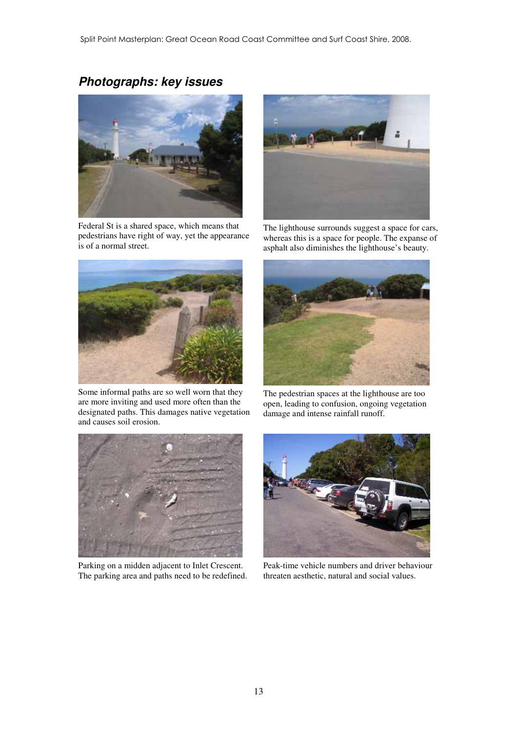## *Photographs: key issues*

Federal St is a shared space, which means that pedestrians have right of way, yet the appearance is of a normal street.

The lighthouse surrounds suggest a space for cars, whereas this is a space for people. The expanse of asphalt also diminishes the lighthouse's beauty.

Some informal paths are so well worn that they are more inviting and used more often than the designated paths. This damages native vegetation and causes soil erosion.

The pedestrian spaces at the lighthouse are too open, leading to confusion, ongoing vegetation damage and intense rainfall runoff.

Parking on a midden adjacent to Inlet Crescent. The parking area and paths need to be redefined.

Peak-time vehicle numbers and driver behaviour threaten aesthetic, natural and social values.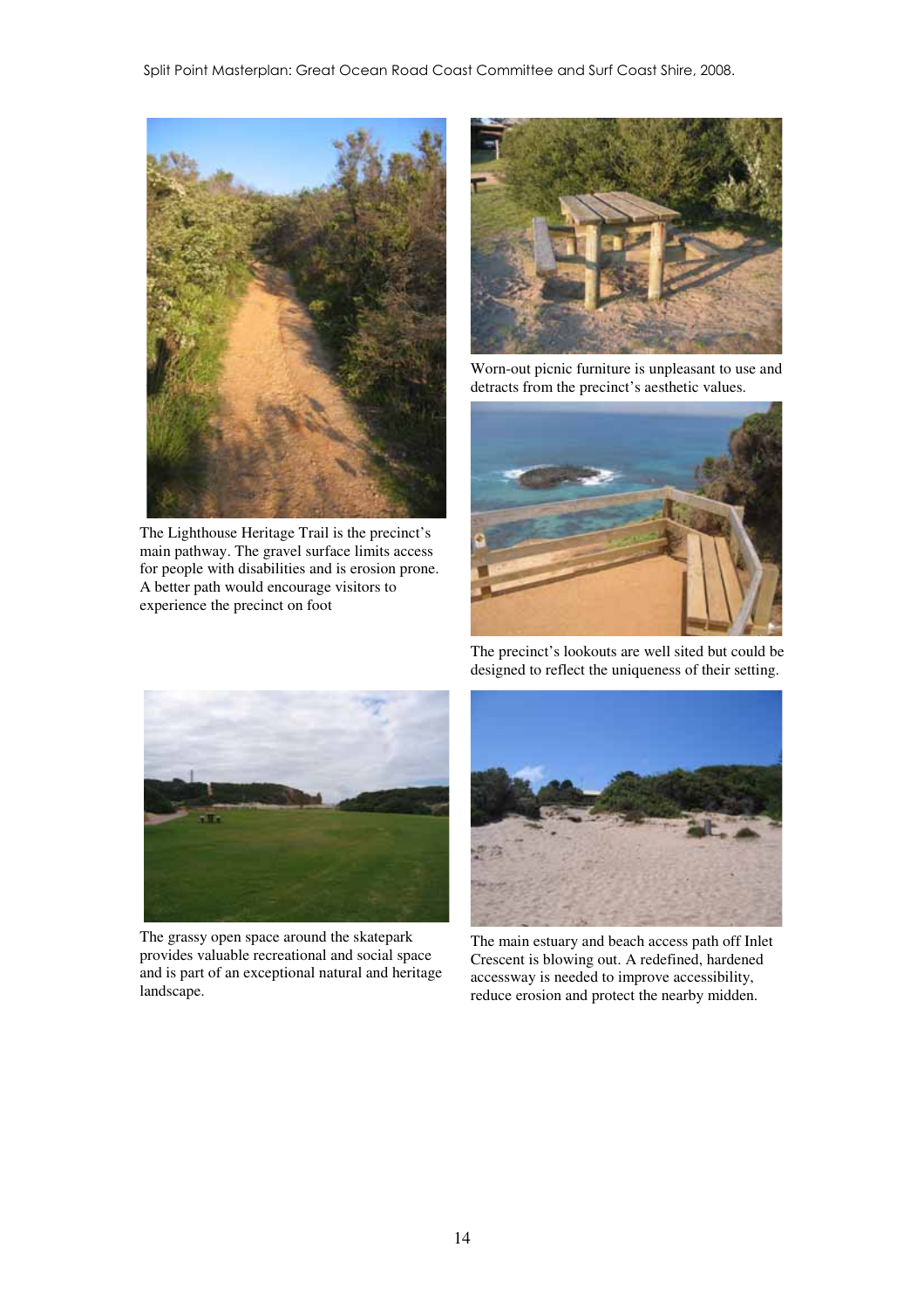The Lighthouse Heritage Trail is the precinct's main pathway. The gravel surface limits access for people with disabilities and is erosion prone. A better path would encourage visitors to experience the precinct on foot

Worn-out picnic furniture is unpleasant to use and detracts from the precinct's aesthetic values.

The precinct's lookouts are well sited but could be designed to reflect the uniqueness of their setting.

The grassy open space around the skatepark provides valuable recreational and social space and is part of an exceptional natural and heritage landscape.

The main estuary and beach access path off Inlet Crescent is blowing out. A redefined, hardened accessway is needed to improve accessibility, reduce erosion and protect the nearby midden.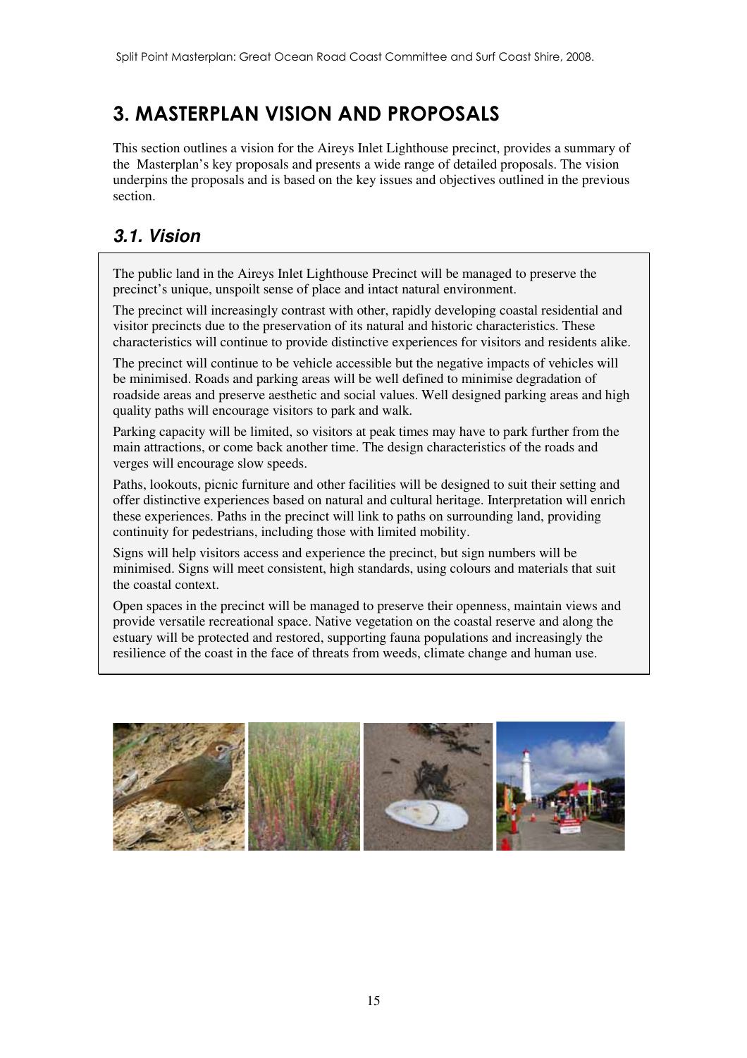# 3. MASTERPLAN VISION AND PROPOSALS

This section outlines a vision for the Aireys Inlet Lighthouse precinct, provides a summary of the Masterplan's key proposals and presents a wide range of detailed proposals. The vision underpins the proposals and is based on the key issues and objectives outlined in the previous section.

## *3.1. Vision*

The public land in the Aireys Inlet Lighthouse Precinct will be managed to preserve the precinct's unique, unspoilt sense of place and intact natural environment.

The precinct will increasingly contrast with other, rapidly developing coastal residential and visitor precincts due to the preservation of its natural and historic characteristics. These characteristics will continue to provide distinctive experiences for visitors and residents alike.

The precinct will continue to be vehicle accessible but the negative impacts of vehicles will be minimised. Roads and parking areas will be well defined to minimise degradation of roadside areas and preserve aesthetic and social values. Well designed parking areas and high quality paths will encourage visitors to park and walk.

Parking capacity will be limited, so visitors at peak times may have to park further from the main attractions, or come back another time. The design characteristics of the roads and verges will encourage slow speeds.

Paths, lookouts, picnic furniture and other facilities will be designed to suit their setting and offer distinctive experiences based on natural and cultural heritage. Interpretation will enrich these experiences. Paths in the precinct will link to paths on surrounding land, providing continuity for pedestrians, including those with limited mobility.

Signs will help visitors access and experience the precinct, but sign numbers will be minimised. Signs will meet consistent, high standards, using colours and materials that suit the coastal context.

Open spaces in the precinct will be managed to preserve their openness, maintain views and provide versatile recreational space. Native vegetation on the coastal reserve and along the estuary will be protected and restored, supporting fauna populations and increasingly the resilience of the coast in the face of threats from weeds, climate change and human use.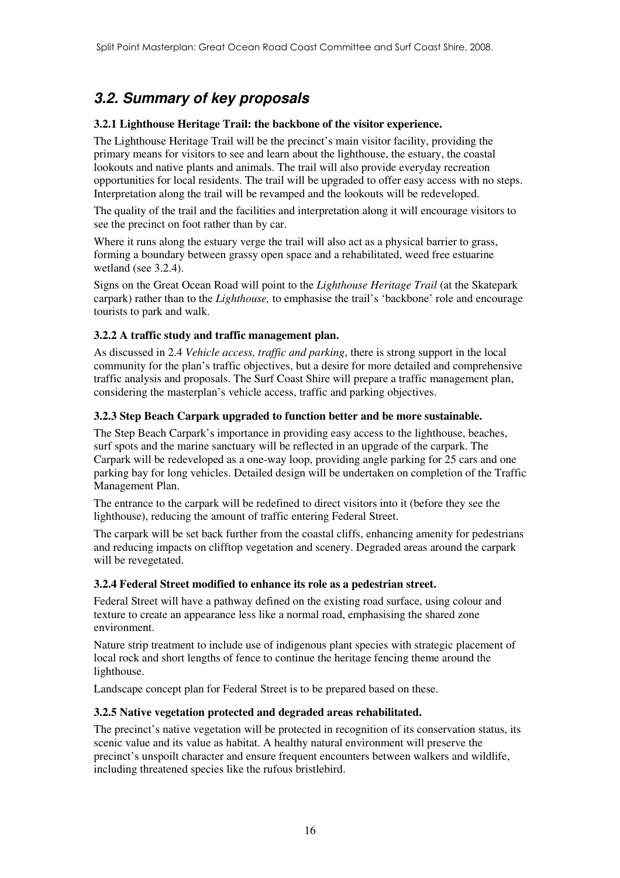## *3.2. Summary of key proposals*

### 3.2.1 Lighthouse Heritage Trail: the backbone of the visitor experience.

The Lighthouse Heritage Trail will be the precinct's main visitor facility, providing the primary means for visitors to see and learn about the lighthouse, the estuary, the coastal lookouts and native plants and animals. The trail will also provide everyday recreation opportunities for local residents. The trail will be upgraded to offer easy access with no steps. Interpretation along the trail will be revamped and the lookouts will be redeveloped.

The quality of the trail and the facilities and interpretation along it will encourage visitors to see the precinct on foot rather than by car.

Where it runs along the estuary verge the trail will also act as a physical barrier to grass, forming a boundary between grassy open space and a rehabilitated, weed free estuarine wetland (see 3.2.4).

Signs on the Great Ocean Road will point to the *Lighthouse Heritage Trail* (at the Skatepark carpark) rather than to the *Lighthouse,* to emphasise the trail's 'backbone' role and encourage tourists to park and walk.

### 3.2.2 A traffic study and traffic management plan.

As discussed in 2.4 *Vehicle access, traffic and parking*, there is strong support in the local community for the plan's traffic objectives, but a desire for more detailed and comprehensive traffic analysis and proposals. The Surf Coast Shire will prepare a traffic management plan, considering the masterplan's vehicle access, traffic and parking objectives.

### 3.2.3 Step Beach Carpark upgraded to function better and be more sustainable.

The Step Beach Carpark's importance in providing easy access to the lighthouse, beaches, surf spots and the marine sanctuary will be reflected in an upgrade of the carpark. The Carpark will be redeveloped as a one-way loop, providing angle parking for 25 cars and one parking bay for long vehicles. Detailed design will be undertaken on completion of the Traffic Management Plan.

The entrance to the carpark will be redefined to direct visitors into it (before they see the lighthouse), reducing the amount of traffic entering Federal Street.

The carpark will be set back further from the coastal cliffs, enhancing amenity for pedestrians and reducing impacts on clifftop vegetation and scenery. Degraded areas around the carpark will be revegetated.

### 3.2.4 Federal Street modified to enhance its role as a pedestrian street.

Federal Street will have a pathway defined on the existing road surface, using colour and texture to create an appearance less like a normal road, emphasising the shared zone environment.

Nature strip treatment to include use of indigenous plant species with strategic placement of local rock and short lengths of fence to continue the heritage fencing theme around the lighthouse.

Landscape concept plan for Federal Street is to be prepared based on these.

### 3.2.5 Native vegetation protected and degraded areas rehabilitated.

The precinct's native vegetation will be protected in recognition of its conservation status, its scenic value and its value as habitat. A healthy natural environment will preserve the precinct's unspoilt character and ensure frequent encounters between walkers and wildlife, including threatened species like the rufous bristlebird.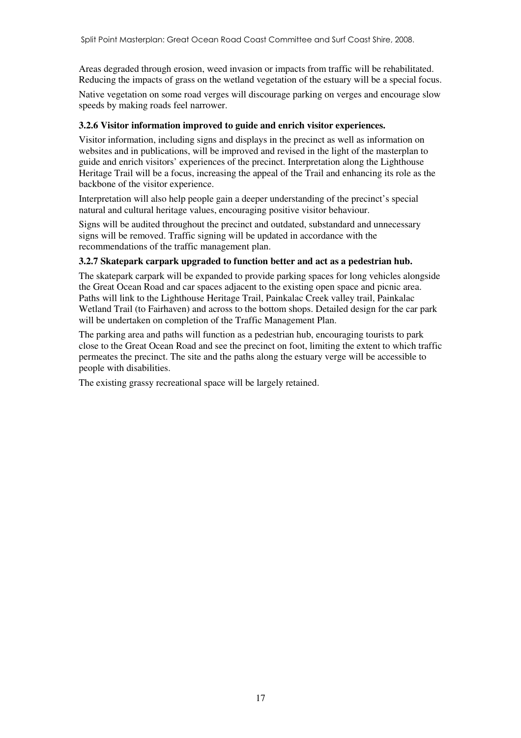Areas degraded through erosion, weed invasion or impacts from traffic will be rehabilitated. Reducing the impacts of grass on the wetland vegetation of the estuary will be a special focus.

Native vegetation on some road verges will discourage parking on verges and encourage slow speeds by making roads feel narrower.

### 3.2.6 Visitor information improved to guide and enrich visitor experiences.

Visitor information, including signs and displays in the precinct as well as information on websites and in publications, will be improved and revised in the light of the masterplan to guide and enrich visitors' experiences of the precinct. Interpretation along the Lighthouse Heritage Trail will be a focus, increasing the appeal of the Trail and enhancing its role as the backbone of the visitor experience.

Interpretation will also help people gain a deeper understanding of the precinct's special natural and cultural heritage values, encouraging positive visitor behaviour.

Signs will be audited throughout the precinct and outdated, substandard and unnecessary signs will be removed. Traffic signing will be updated in accordance with the recommendations of the traffic management plan.

### 3.2.7 Skatepark carpark upgraded to function better and act as a pedestrian hub.

The skatepark carpark will be expanded to provide parking spaces for long vehicles alongside the Great Ocean Road and car spaces adjacent to the existing open space and picnic area. Paths will link to the Lighthouse Heritage Trail, Painkalac Creek valley trail, Painkalac Wetland Trail (to Fairhaven) and across to the bottom shops. Detailed design for the car park will be undertaken on completion of the Traffic Management Plan.

The parking area and paths will function as a pedestrian hub, encouraging tourists to park close to the Great Ocean Road and see the precinct on foot, limiting the extent to which traffic permeates the precinct. The site and the paths along the estuary verge will be accessible to people with disabilities.

The existing grassy recreational space will be largely retained.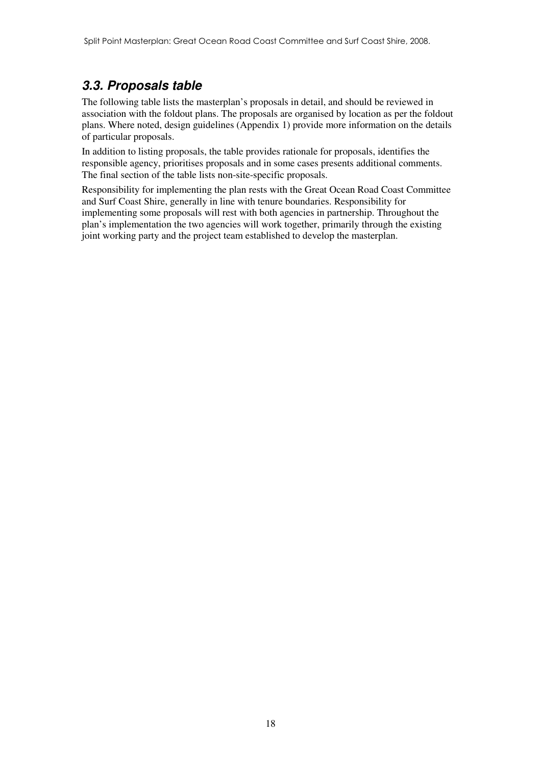### *3.3. Proposals table*

The following table lists the masterplan's proposals in detail, and should be reviewed in association with the foldout plans. The proposals are organised by location as per the foldout plans. Where noted, design guidelines (Appendix 1) provide more information on the details of particular proposals.

In addition to listing proposals, the table provides rationale for proposals, identifies the responsible agency, prioritises proposals and in some cases presents additional comments. The final section of the table lists non-site-specific proposals.

Responsibility for implementing the plan rests with the Great Ocean Road Coast Committee and Surf Coast Shire, generally in line with tenure boundaries. Responsibility for implementing some proposals will rest with both agencies in partnership. Throughout the plan's implementation the two agencies will work together, primarily through the existing joint working party and the project team established to develop the masterplan.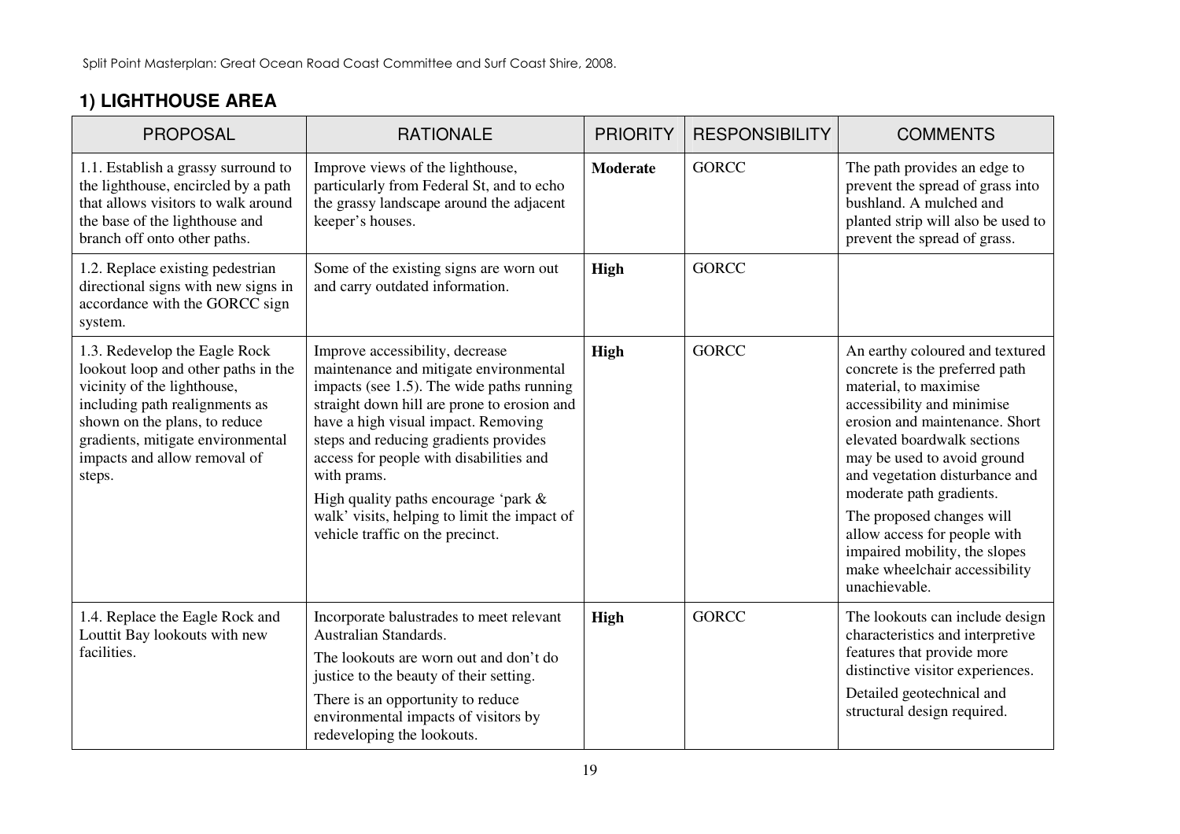## 1) LIGHTHOUSE AREA

| PROPOSAL | RATIONALE | PRIORITY | RESPONSIBILITY | COMMENTS |
|---|---|---|---|---|
| 1.1. Establish a grassy surround to the lighthouse, encircled by a path that allows visitors to walk around the base of the lighthouse and branch off onto other paths. | Improve views of the lighthouse, particularly from Federal St, and to echo the grassy landscape around the adjacent keeper's houses. | **Moderate** | GORCC | The path provides an edge to prevent the spread of grass into bushland. A mulched and planted strip will also be used to prevent the spread of grass. |
| 1.2. Replace existing pedestrian directional signs with new signs in accordance with the GORCC sign system. | Some of the existing signs are worn out and carry outdated information. | **High** | GORCC | |
| 1.3. Redevelop the Eagle Rock lookout loop and other paths in the vicinity of the lighthouse, including path realignments as shown on the plans, to reduce gradients, mitigate environmental impacts and allow removal of steps. | Improve accessibility, decrease maintenance and mitigate environmental impacts (see 1.5). The wide paths running straight down hill are prone to erosion and have a high visual impact. Removing steps and reducing gradients provides access for people with disabilities and with prams.<br><br>High quality paths encourage 'park & walk' visits, helping to limit the impact of vehicle traffic on the precinct. | **High** | GORCC | An earthy coloured and textured concrete is the preferred path material, to maximise accessibility and minimise erosion and maintenance. Short elevated boardwalk sections may be used to avoid ground and vegetation disturbance and moderate path gradients.<br><br>The proposed changes will allow access for people with impaired mobility, the slopes make wheelchair accessibility unachievable. |
| 1.4. Replace the Eagle Rock and Louttit Bay lookouts with new facilities. | Incorporate balustrades to meet relevant Australian Standards.<br><br>The lookouts are worn out and don't do justice to the beauty of their setting.<br><br>There is an opportunity to reduce environmental impacts of visitors by redeveloping the lookouts. | **High** | GORCC | The lookouts can include design characteristics and interpretive features that provide more distinctive visitor experiences.<br><br>Detailed geotechnical and structural design required. |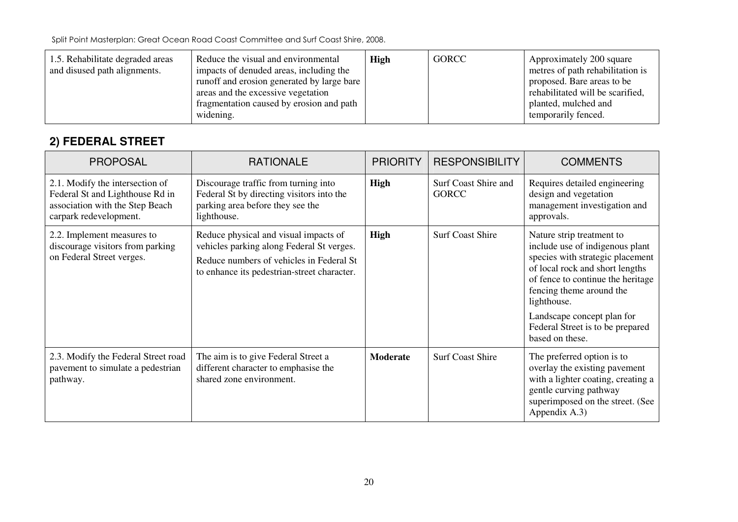| | | | | |
|---|---|---|---|---|
| 1.5. Rehabilitate degraded areas and disused path alignments. | Reduce the visual and environmental impacts of denuded areas, including the runoff and erosion generated by large bare areas and the excessive vegetation fragmentation caused by erosion and path widening. | **High** | GORCC | Approximately 200 square metres of path rehabilitation is proposed. Bare areas to be rehabilitated will be scarified, planted, mulched and temporarily fenced. |

## 2) FEDERAL STREET

| PROPOSAL | RATIONALE | PRIORITY | RESPONSIBILITY | COMMENTS |
|---|---|---|---|---|
| 2.1. Modify the intersection of Federal St and Lighthouse Rd in association with the Step Beach carpark redevelopment. | Discourage traffic from turning into Federal St by directing visitors into the parking area before they see the lighthouse. | **High** | Surf Coast Shire and GORCC | Requires detailed engineering design and vegetation management investigation and approvals. |
| 2.2. Implement measures to discourage visitors from parking on Federal Street verges. | Reduce physical and visual impacts of vehicles parking along Federal St verges. Reduce numbers of vehicles in Federal St to enhance its pedestrian-street character. | **High** | Surf Coast Shire | Nature strip treatment to include use of indigenous plant species with strategic placement of local rock and short lengths of fence to continue the heritage fencing theme around the lighthouse. Landscape concept plan for Federal Street is to be prepared based on these. |
| 2.3. Modify the Federal Street road pavement to simulate a pedestrian pathway. | The aim is to give Federal Street a different character to emphasise the shared zone environment. | **Moderate** | Surf Coast Shire | The preferred option is to overlay the existing pavement with a lighter coating, creating a gentle curving pathway superimposed on the street. (See Appendix A.3) |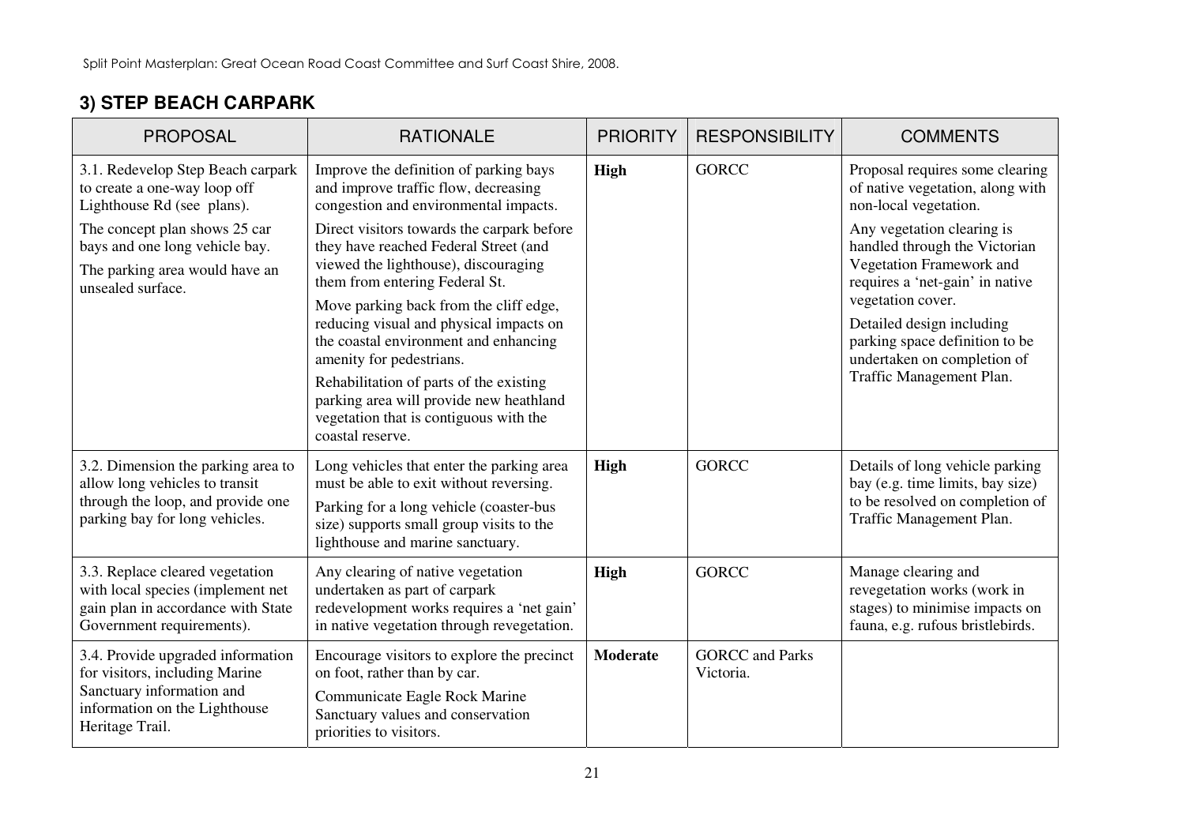### 3) STEP BEACH CARPARK

| PROPOSAL | RATIONALE | PRIORITY | RESPONSIBILITY | COMMENTS |
|---|---|---|---|---|
| 3.1. Redevelop Step Beach carpark to create a one-way loop off Lighthouse Rd (see plans).<br>The concept plan shows 25 car bays and one long vehicle bay.<br>The parking area would have an unsealed surface. | Improve the definition of parking bays and improve traffic flow, decreasing congestion and environmental impacts.<br>Direct visitors towards the carpark before they have reached Federal Street (and viewed the lighthouse), discouraging them from entering Federal St.<br>Move parking back from the cliff edge, reducing visual and physical impacts on the coastal environment and enhancing amenity for pedestrians.<br>Rehabilitation of parts of the existing parking area will provide new heathland vegetation that is contiguous with the coastal reserve. | **High** | GORCC | Proposal requires some clearing of native vegetation, along with non-local vegetation.<br>Any vegetation clearing is handled through the Victorian Vegetation Framework and requires a 'net-gain' in native vegetation cover.<br>Detailed design including parking space definition to be undertaken on completion of Traffic Management Plan. |
| 3.2. Dimension the parking area to allow long vehicles to transit through the loop, and provide one parking bay for long vehicles. | Long vehicles that enter the parking area must be able to exit without reversing.<br>Parking for a long vehicle (coaster-bus size) supports small group visits to the lighthouse and marine sanctuary. | **High** | GORCC | Details of long vehicle parking bay (e.g. time limits, bay size) to be resolved on completion of Traffic Management Plan. |
| 3.3. Replace cleared vegetation with local species (implement net gain plan in accordance with State Government requirements). | Any clearing of native vegetation undertaken as part of carpark redevelopment works requires a 'net gain' in native vegetation through revegetation. | **High** | GORCC | Manage clearing and revegetation works (work in stages) to minimise impacts on fauna, e.g. rufous bristlebirds. |
| 3.4. Provide upgraded information for visitors, including Marine Sanctuary information and information on the Lighthouse Heritage Trail. | Encourage visitors to explore the precinct on foot, rather than by car.<br>Communicate Eagle Rock Marine Sanctuary values and conservation priorities to visitors. | **Moderate** | GORCC and Parks Victoria. | |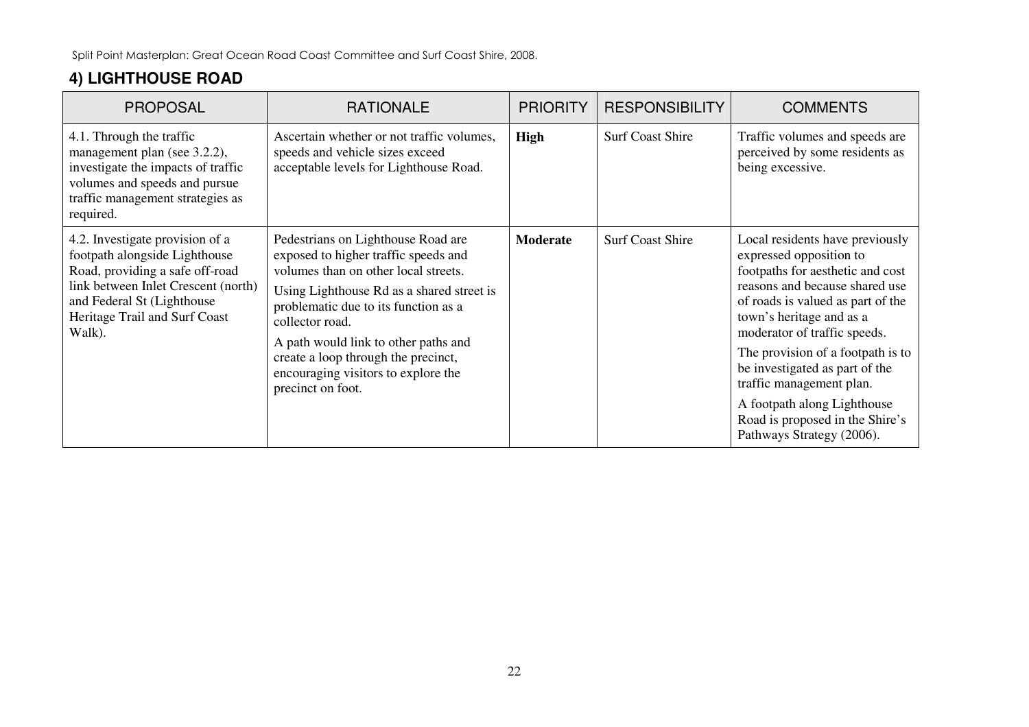## 4) LIGHTHOUSE ROAD

| PROPOSAL | RATIONALE | PRIORITY | RESPONSIBILITY | COMMENTS |
|---|---|---|---|---|
| 4.1. Through the traffic management plan (see 3.2.2), investigate the impacts of traffic volumes and speeds and pursue traffic management strategies as required. | Ascertain whether or not traffic volumes, speeds and vehicle sizes exceed acceptable levels for Lighthouse Road. | **High** | Surf Coast Shire | Traffic volumes and speeds are perceived by some residents as being excessive. |
| 4.2. Investigate provision of a footpath alongside Lighthouse Road, providing a safe off-road link between Inlet Crescent (north) and Federal St (Lighthouse Heritage Trail and Surf Coast Walk). | Pedestrians on Lighthouse Road are exposed to higher traffic speeds and volumes than on other local streets.<br>Using Lighthouse Rd as a shared street is problematic due to its function as a collector road.<br>A path would link to other paths and create a loop through the precinct, encouraging visitors to explore the precinct on foot. | **Moderate** | Surf Coast Shire | Local residents have previously expressed opposition to footpaths for aesthetic and cost reasons and because shared use of roads is valued as part of the town's heritage and as a moderator of traffic speeds.<br>The provision of a footpath is to be investigated as part of the traffic management plan.<br>A footpath along Lighthouse Road is proposed in the Shire's Pathways Strategy (2006). |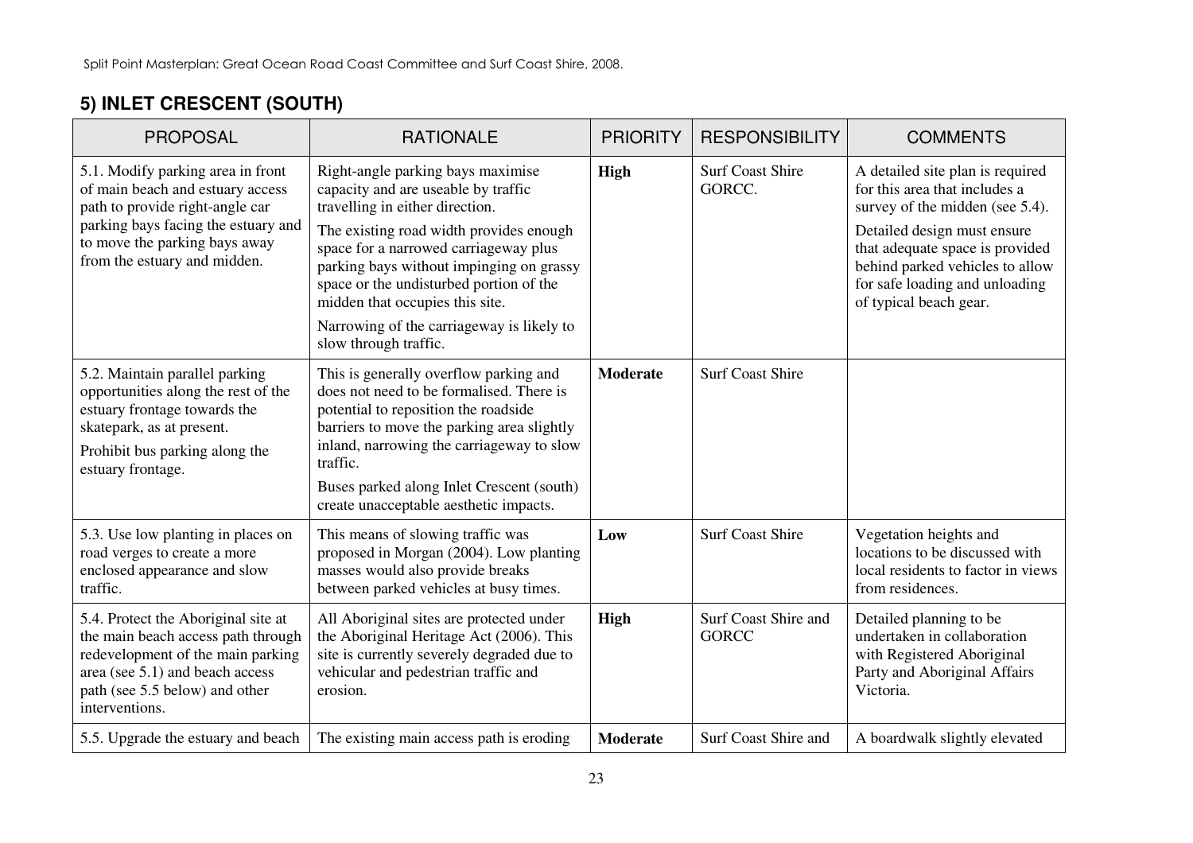## 5) INLET CRESCENT (SOUTH)

| PROPOSAL | RATIONALE | PRIORITY | RESPONSIBILITY | COMMENTS |
|---|---|---|---|---|
| 5.1. Modify parking area in front of main beach and estuary access path to provide right-angle car parking bays facing the estuary and to move the parking bays away from the estuary and midden. | Right-angle parking bays maximise capacity and are useable by traffic travelling in either direction.<br>The existing road width provides enough space for a narrowed carriageway plus parking bays without impinging on grassy space or the undisturbed portion of the midden that occupies this site.<br>Narrowing of the carriageway is likely to slow through traffic. | **High** | Surf Coast Shire GORCC. | A detailed site plan is required for this area that includes a survey of the midden (see 5.4).<br>Detailed design must ensure that adequate space is provided behind parked vehicles to allow for safe loading and unloading of typical beach gear. |
| 5.2. Maintain parallel parking opportunities along the rest of the estuary frontage towards the skatepark, as at present.<br>Prohibit bus parking along the estuary frontage. | This is generally overflow parking and does not need to be formalised. There is potential to reposition the roadside barriers to move the parking area slightly inland, narrowing the carriageway to slow traffic.<br>Buses parked along Inlet Crescent (south) create unacceptable aesthetic impacts. | **Moderate** | Surf Coast Shire | |
| 5.3. Use low planting in places on road verges to create a more enclosed appearance and slow traffic. | This means of slowing traffic was proposed in Morgan (2004). Low planting masses would also provide breaks between parked vehicles at busy times. | **Low** | Surf Coast Shire | Vegetation heights and locations to be discussed with local residents to factor in views from residences. |
| 5.4. Protect the Aboriginal site at the main beach access path through redevelopment of the main parking area (see 5.1) and beach access path (see 5.5 below) and other interventions. | All Aboriginal sites are protected under the Aboriginal Heritage Act (2006). This site is currently severely degraded due to vehicular and pedestrian traffic and erosion. | **High** | Surf Coast Shire and GORCC | Detailed planning to be undertaken in collaboration with Registered Aboriginal Party and Aboriginal Affairs Victoria. |
| 5.5. Upgrade the estuary and beach | The existing main access path is eroding | **Moderate** | Surf Coast Shire and | A boardwalk slightly elevated |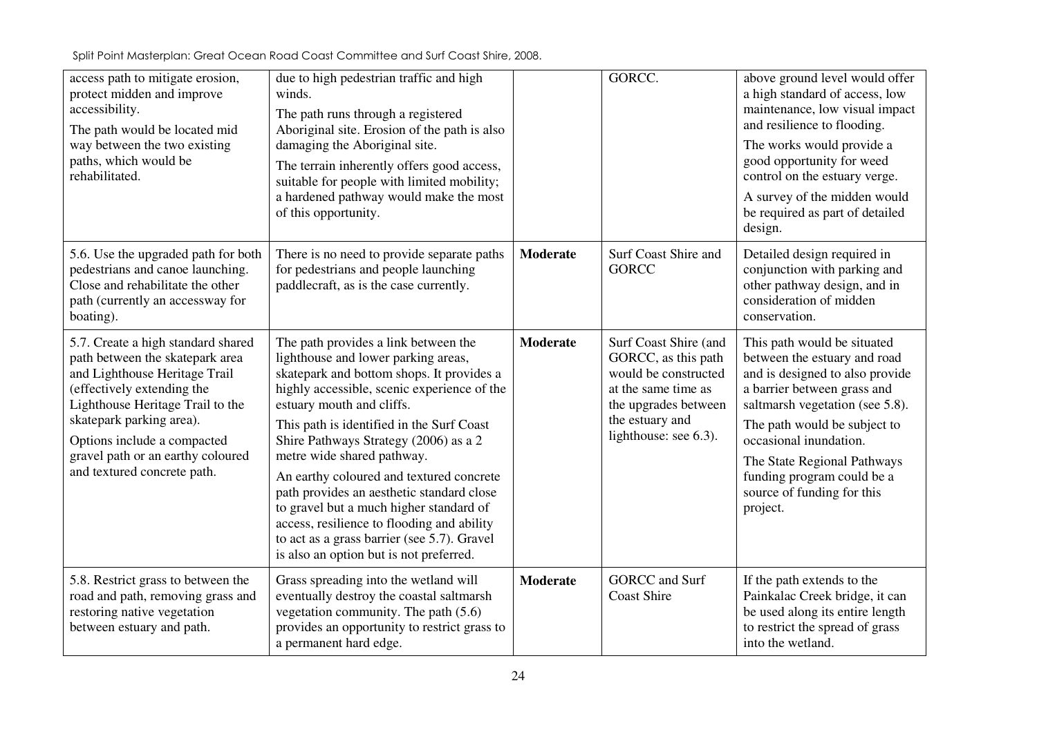| | | | | |
|---|---|---|---|---|
| access path to mitigate erosion, protect midden and improve accessibility.<br>The path would be located mid way between the two existing paths, which would be rehabilitated. | due to high pedestrian traffic and high winds.<br>The path runs through a registered Aboriginal site. Erosion of the path is also damaging the Aboriginal site.<br>The terrain inherently offers good access, suitable for people with limited mobility; a hardened pathway would make the most of this opportunity. | | GORCC. | above ground level would offer a high standard of access, low maintenance, low visual impact and resilience to flooding.<br>The works would provide a good opportunity for weed control on the estuary verge.<br>A survey of the midden would be required as part of detailed design. |
| 5.6. Use the upgraded path for both pedestrians and canoe launching. Close and rehabilitate the other path (currently an accessway for boating). | There is no need to provide separate paths for pedestrians and people launching paddlecraft, as is the case currently. | **Moderate** | Surf Coast Shire and GORCC | Detailed design required in conjunction with parking and other pathway design, and in consideration of midden conservation. |
| 5.7. Create a high standard shared path between the skatepark area and Lighthouse Heritage Trail (effectively extending the Lighthouse Heritage Trail to the skatepark parking area).<br>Options include a compacted gravel path or an earthy coloured and textured concrete path. | The path provides a link between the lighthouse and lower parking areas, skatepark and bottom shops. It provides a highly accessible, scenic experience of the estuary mouth and cliffs.<br>This path is identified in the Surf Coast Shire Pathways Strategy (2006) as a 2 metre wide shared pathway.<br>An earthy coloured and textured concrete path provides an aesthetic standard close to gravel but a much higher standard of access, resilience to flooding and ability to act as a grass barrier (see 5.7). Gravel is also an option but is not preferred. | **Moderate** | Surf Coast Shire (and GORCC, as this path would be constructed at the same time as the upgrades between the estuary and lighthouse: see 6.3). | This path would be situated between the estuary and road and is designed to also provide a barrier between grass and saltmarsh vegetation (see 5.8).<br>The path would be subject to occasional inundation.<br>The State Regional Pathways funding program could be a source of funding for this project. |
| 5.8. Restrict grass to between the road and path, removing grass and restoring native vegetation between estuary and path. | Grass spreading into the wetland will eventually destroy the coastal saltmarsh vegetation community. The path (5.6) provides an opportunity to restrict grass to a permanent hard edge. | **Moderate** | GORCC and Surf Coast Shire | If the path extends to the Painkalac Creek bridge, it can be used along its entire length to restrict the spread of grass into the wetland. |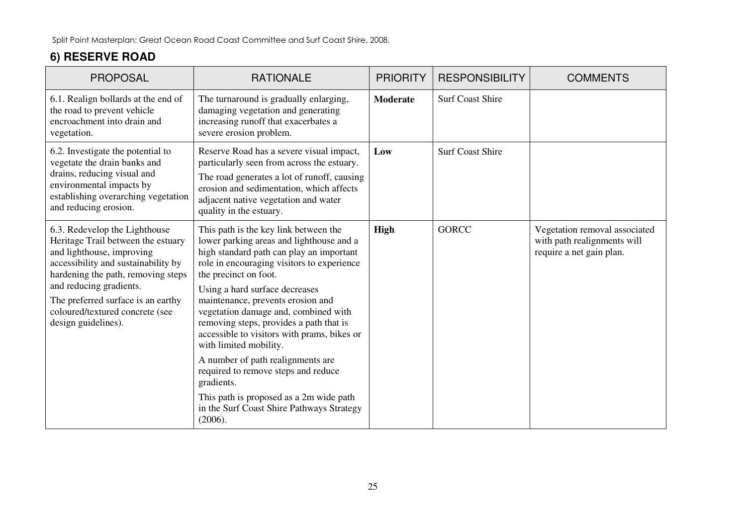## 6) RESERVE ROAD

| PROPOSAL | RATIONALE | PRIORITY | RESPONSIBILITY | COMMENTS |
|---|---|---|---|---|
| 6.1. Realign bollards at the end of the road to prevent vehicle encroachment into drain and vegetation. | The turnaround is gradually enlarging, damaging vegetation and generating increasing runoff that exacerbates a severe erosion problem. | **Moderate** | Surf Coast Shire | |
| 6.2. Investigate the potential to vegetate the drain banks and drains, reducing visual and environmental impacts by establishing overarching vegetation and reducing erosion. | Reserve Road has a severe visual impact, particularly seen from across the estuary.<br><br>The road generates a lot of runoff, causing erosion and sedimentation, which affects adjacent native vegetation and water quality in the estuary. | **Low** | Surf Coast Shire | |
| 6.3. Redevelop the Lighthouse Heritage Trail between the estuary and lighthouse, improving accessibility and sustainability by hardening the path, removing steps and reducing gradients.<br><br>The preferred surface is an earthy coloured/textured concrete (see design guidelines). | This path is the key link between the lower parking areas and lighthouse and a high standard path can play an important role in encouraging visitors to experience the precinct on foot.<br><br>Using a hard surface decreases maintenance, prevents erosion and vegetation damage and, combined with removing steps, provides a path that is accessible to visitors with prams, bikes or with limited mobility.<br><br>A number of path realignments are required to remove steps and reduce gradients.<br><br>This path is proposed as a 2m wide path in the Surf Coast Shire Pathways Strategy (2006). | **High** | GORCC | Vegetation removal associated with path realignments will require a net gain plan. |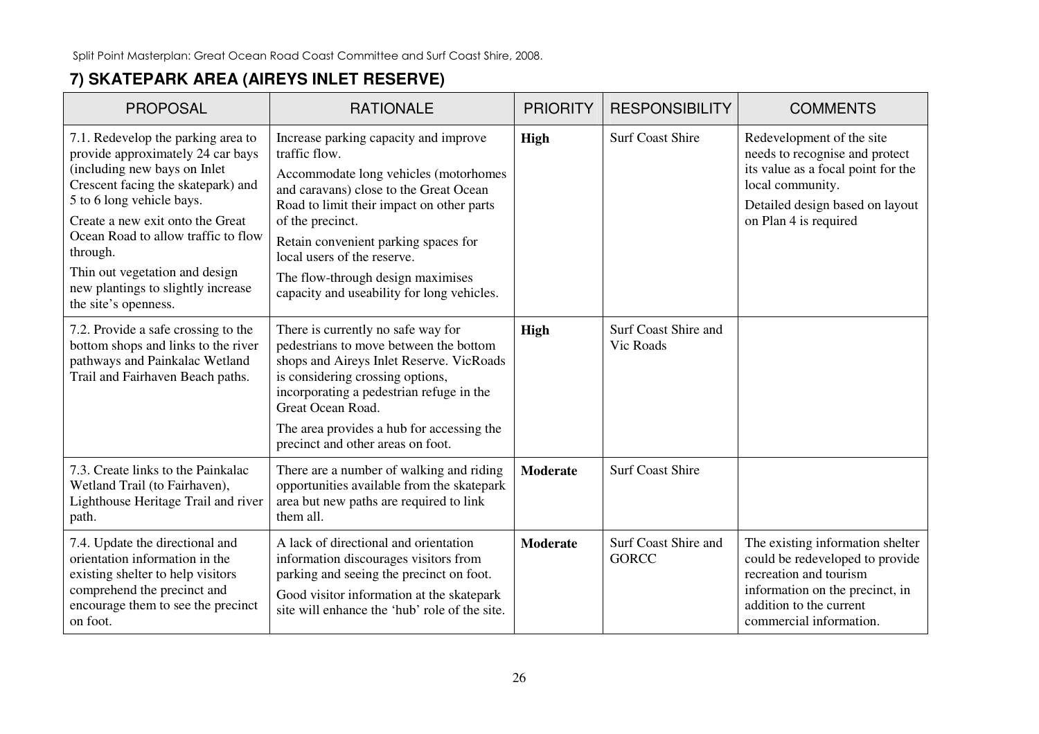## 7) SKATEPARK AREA (AIREYS INLET RESERVE)

| PROPOSAL | RATIONALE | PRIORITY | RESPONSIBILITY | COMMENTS |
|---|---|---|---|---|
| 7.1. Redevelop the parking area to provide approximately 24 car bays (including new bays on Inlet Crescent facing the skatepark) and 5 to 6 long vehicle bays.<br>Create a new exit onto the Great Ocean Road to allow traffic to flow through.<br>Thin out vegetation and design new plantings to slightly increase the site's openness. | Increase parking capacity and improve traffic flow.<br>Accommodate long vehicles (motorhomes and caravans) close to the Great Ocean Road to limit their impact on other parts of the precinct.<br>Retain convenient parking spaces for local users of the reserve.<br>The flow-through design maximises capacity and useability for long vehicles. | **High** | Surf Coast Shire | Redevelopment of the site needs to recognise and protect its value as a focal point for the local community.<br>Detailed design based on layout on Plan 4 is required |
| 7.2. Provide a safe crossing to the bottom shops and links to the river pathways and Painkalac Wetland Trail and Fairhaven Beach paths. | There is currently no safe way for pedestrians to move between the bottom shops and Aireys Inlet Reserve. VicRoads is considering crossing options, incorporating a pedestrian refuge in the Great Ocean Road.<br>The area provides a hub for accessing the precinct and other areas on foot. | **High** | Surf Coast Shire and Vic Roads | |
| 7.3. Create links to the Painkalac Wetland Trail (to Fairhaven), Lighthouse Heritage Trail and river path. | There are a number of walking and riding opportunities available from the skatepark area but new paths are required to link them all. | **Moderate** | Surf Coast Shire | |
| 7.4. Update the directional and orientation information in the existing shelter to help visitors comprehend the precinct and encourage them to see the precinct on foot. | A lack of directional and orientation information discourages visitors from parking and seeing the precinct on foot.<br>Good visitor information at the skatepark site will enhance the 'hub' role of the site. | **Moderate** | Surf Coast Shire and GORCC | The existing information shelter could be redeveloped to provide recreation and tourism information on the precinct, in addition to the current commercial information. |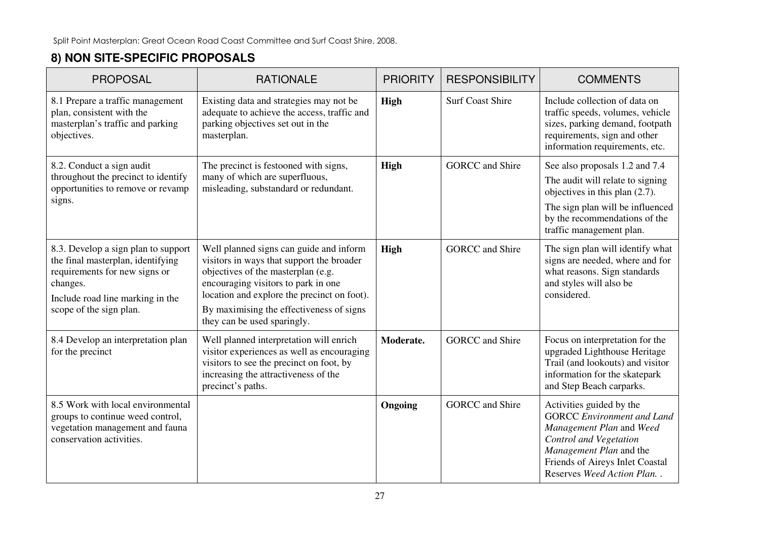## 8) NON SITE-SPECIFIC PROPOSALS

| PROPOSAL | RATIONALE | PRIORITY | RESPONSIBILITY | COMMENTS |
|---|---|---|---|---|
| 8.1 Prepare a traffic management plan, consistent with the masterplan's traffic and parking objectives. | Existing data and strategies may not be adequate to achieve the access, traffic and parking objectives set out in the masterplan. | **High** | Surf Coast Shire | Include collection of data on traffic speeds, volumes, vehicle sizes, parking demand, footpath requirements, sign and other information requirements, etc. |
| 8.2. Conduct a sign audit throughout the precinct to identify opportunities to remove or revamp signs. | The precinct is festooned with signs, many of which are superfluous, misleading, substandard or redundant. | **High** | GORCC and Shire | See also proposals 1.2 and 7.4<br>The audit will relate to signing objectives in this plan (2.7).<br>The sign plan will be influenced by the recommendations of the traffic management plan. |
| 8.3. Develop a sign plan to support the final masterplan, identifying requirements for new signs or changes.<br>Include road line marking in the scope of the sign plan. | Well planned signs can guide and inform visitors in ways that support the broader objectives of the masterplan (e.g. encouraging visitors to park in one location and explore the precinct on foot).<br>By maximising the effectiveness of signs they can be used sparingly. | **High** | GORCC and Shire | The sign plan will identify what signs are needed, where and for what reasons. Sign standards and styles will also be considered. |
| 8.4 Develop an interpretation plan for the precinct | Well planned interpretation will enrich visitor experiences as well as encouraging visitors to see the precinct on foot, by increasing the attractiveness of the precinct's paths. | **Moderate.** | GORCC and Shire | Focus on interpretation for the upgraded Lighthouse Heritage Trail (and lookouts) and visitor information for the skatepark and Step Beach carparks. |
| 8.5 Work with local environmental groups to continue weed control, vegetation management and fauna conservation activities. | | **Ongoing** | GORCC and Shire | Activities guided by the GORCC *Environment and Land Management Plan* and *Weed Control and Vegetation Management Plan* and the Friends of Aireys Inlet Coastal Reserves *Weed Action Plan.* . |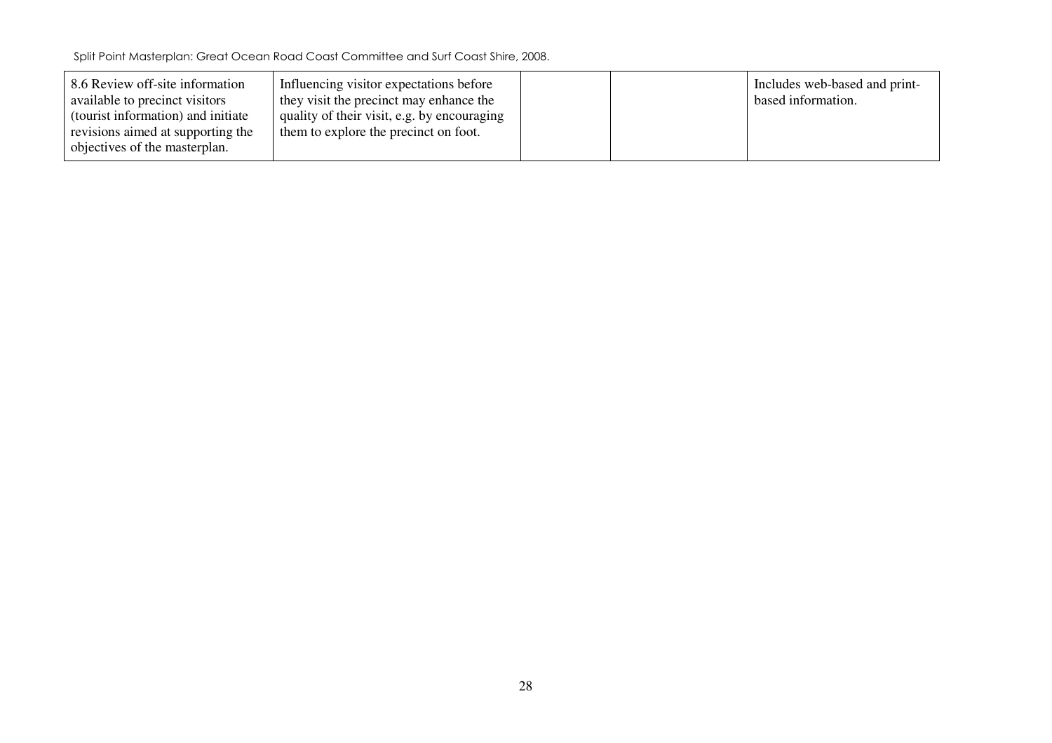| | | | | |
|---|---|---|---|---|
| 8.6 Review off-site information available to precinct visitors (tourist information) and initiate revisions aimed at supporting the objectives of the masterplan. | Influencing visitor expectations before they visit the precinct may enhance the quality of their visit, e.g. by encouraging them to explore the precinct on foot. | | | Includes web-based and print-based information. |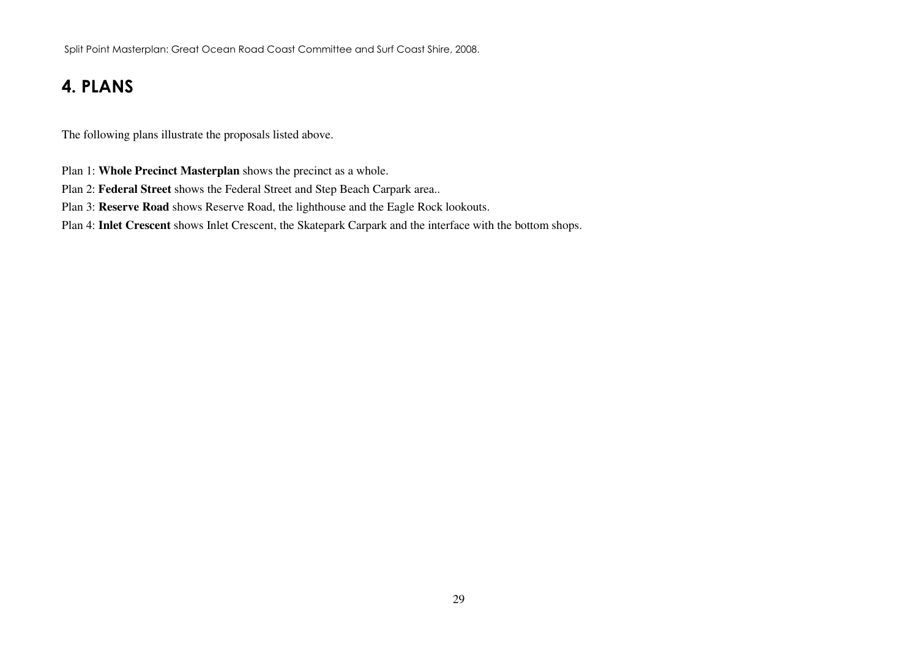## 4. PLANS

The following plans illustrate the proposals listed above.

Plan 1: **Whole Precinct Masterplan** shows the precinct as a whole.

Plan 2: **Federal Street** shows the Federal Street and Step Beach Carpark area..

Plan 3: **Reserve Road** shows Reserve Road, the lighthouse and the Eagle Rock lookouts.

Plan 4: **Inlet Crescent** shows Inlet Crescent, the Skatepark Carpark and the interface with the bottom shops.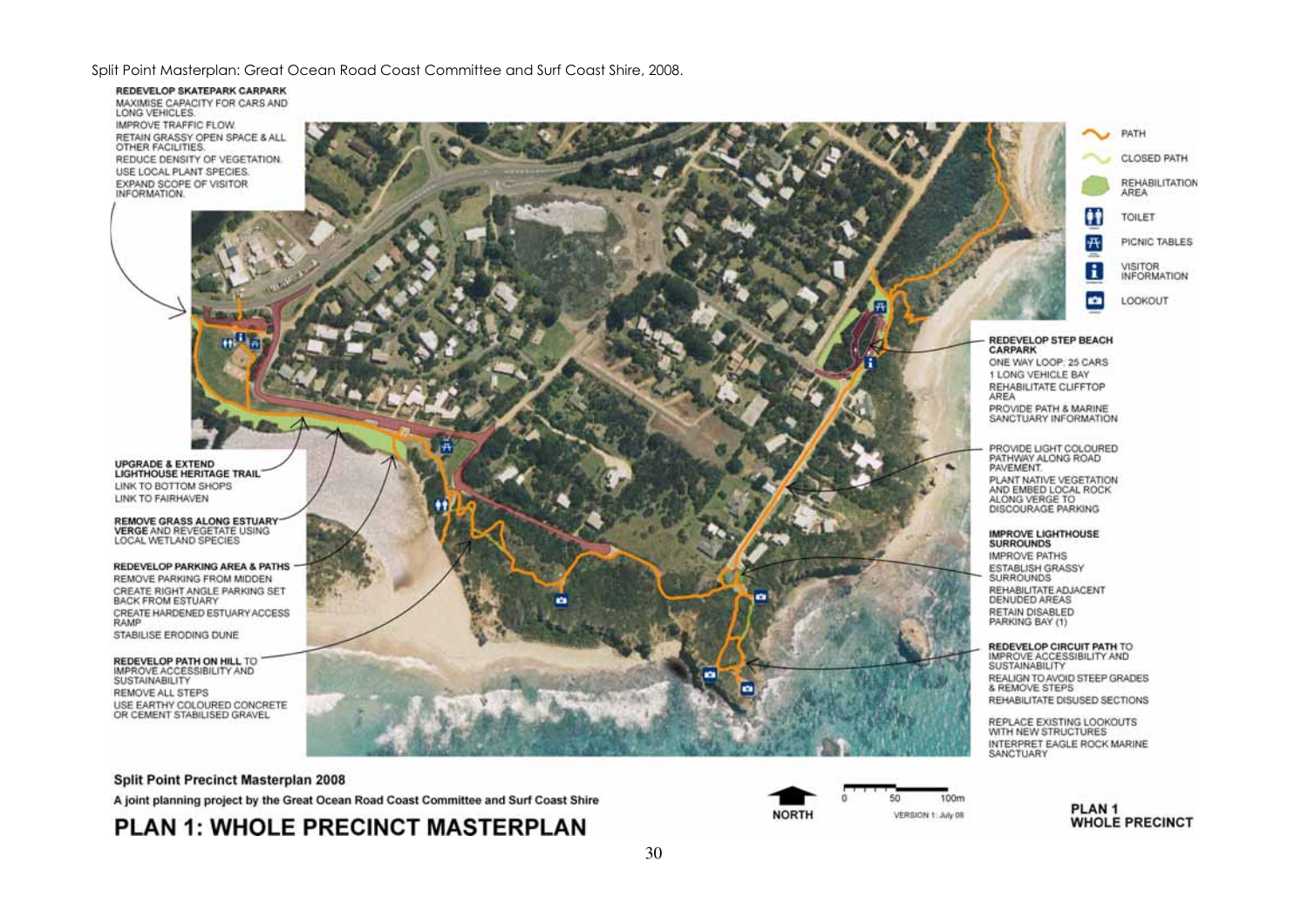Split Point Masterplan: Great Ocean Road Coast Committee and Surf Coast Shire, 2008.

**REDEVELOP SKATEPARK CARPARK**
MAXIMISE CAPACITY FOR CARS AND LONG VEHICLES.
IMPROVE TRAFFIC FLOW.
RETAIN GRASSY OPEN SPACE & ALL OTHER FACILITIES.
REDUCE DENSITY OF VEGETATION.
USE LOCAL PLANT SPECIES.
EXPAND SCOPE OF VISITOR INFORMATION.

**UPGRADE & EXTEND LIGHTHOUSE HERITAGE TRAIL**
LINK TO BOTTOM SHOPS
LINK TO FAIRHAVEN

**REMOVE GRASS ALONG ESTUARY VERGE** AND REVEGETATE USING LOCAL WETLAND SPECIES

**REDEVELOP PARKING AREA & PATHS**
REMOVE PARKING FROM MIDDEN
CREATE RIGHT ANGLE PARKING SET BACK FROM ESTUARY
CREATE HARDENED ESTUARY ACCESS RAMP
STABILISE ERODING DUNE

**REDEVELOP PATH ON HILL** TO IMPROVE ACCESSIBILITY AND SUSTAINABILITY
REMOVE ALL STEPS
USE EARTHY COLOURED CONCRETE OR CEMENT STABILISED GRAVEL

PATH
CLOSED PATH
REHABILITATION AREA
TOILET
PICNIC TABLES
VISITOR INFORMATION
LOOKOUT

**REDEVELOP STEP BEACH CARPARK**
ONE WAY LOOP: 25 CARS
1 LONG VEHICLE BAY
REHABILITATE CLIFFTOP AREA
PROVIDE PATH & MARINE SANCTUARY INFORMATION

PROVIDE LIGHT COLOURED PATHWAY ALONG ROAD PAVEMENT.
PLANT NATIVE VEGETATION AND EMBED LOCAL ROCK ALONG VERGE TO DISCOURAGE PARKING

**IMPROVE LIGHTHOUSE SURROUNDS**
IMPROVE PATHS
ESTABLISH GRASSY SURROUNDS
REHABILITATE ADJACENT DENUDED AREAS
RETAIN DISABLED PARKING BAY (1)

**REDEVELOP CIRCUIT PATH** TO IMPROVE ACCESSIBILITY AND SUSTAINABILITY
REALIGN TO AVOID STEEP GRADES & REMOVE STEPS
REHABILITATE DISUSED SECTIONS

REPLACE EXISTING LOOKOUTS WITH NEW STRUCTURES
INTERPRET EAGLE ROCK MARINE SANCTUARY

**Split Point Precinct Masterplan 2008**

**A joint planning project by the Great Ocean Road Coast Committee and Surf Coast Shire**

# PLAN 1: WHOLE PRECINCT MASTERPLAN

NORTH

0 50 100m

VERSION 1: July 08

**PLAN 1**
**WHOLE PRECINCT**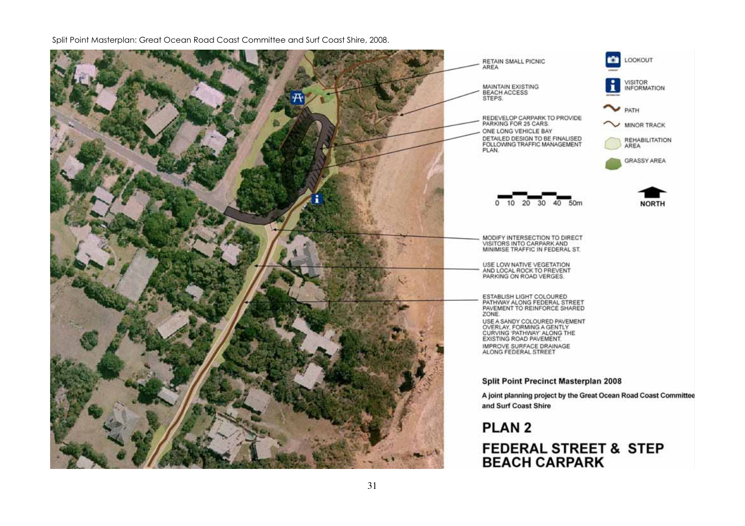Split Point Masterplan: Great Ocean Road Coast Committee and Surf Coast Shire, 2008.

RETAIN SMALL PICNIC AREA

MAINTAIN EXISTING BEACH ACCESS STEPS.

REDEVELOP CARPARK TO PROVIDE PARKING FOR 25 CARS.

ONE LONG VEHICLE BAY

DETAILED DESIGN TO BE FINALISED FOLLOWING TRAFFIC MANAGEMENT PLAN.

MODIFY INTERSECTION TO DIRECT VISITORS INTO CARPARK AND MINIMISE TRAFFIC IN FEDERAL ST.

USE LOW NATIVE VEGETATION AND LOCAL ROCK TO PREVENT PARKING ON ROAD VERGES.

ESTABLISH LIGHT COLOURED PATHWAY ALONG FEDERAL STREET PAVEMENT TO REINFORCE SHARED ZONE.

USE A SANDY COLOURED PAVEMENT OVERLAY, FORMING A GENTLY CURVING 'PATHWAY' ALONG THE EXISTING ROAD PAVEMENT.

IMPROVE SURFACE DRAINAGE ALONG FEDERAL STREET

LOOKOUT

VISITOR INFORMATION

PATH

MINOR TRACK

REHABILITATION AREA

GRASSY AREA

0 10 20 30 40 50m

NORTH

**Split Point Precinct Masterplan 2008**

**A joint planning project by the Great Ocean Road Coast Committee and Surf Coast Shire**

## PLAN 2

## FEDERAL STREET & STEP BEACH CARPARK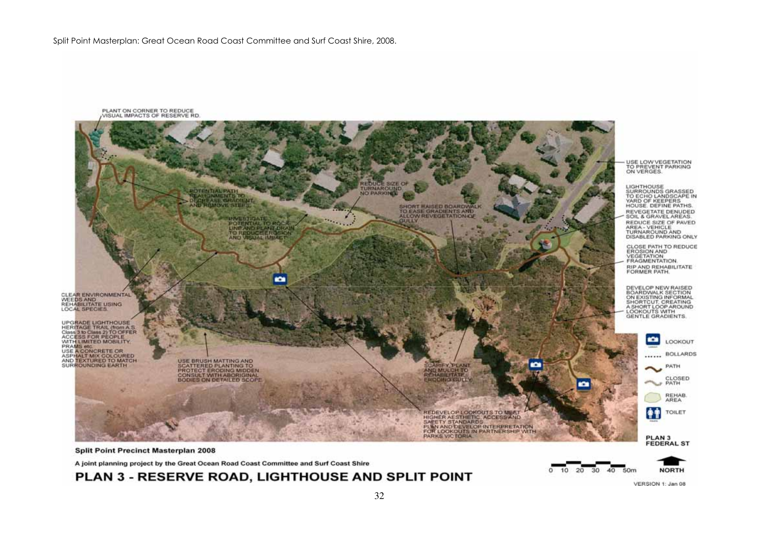Split Point Masterplan: Great Ocean Road Coast Committee and Surf Coast Shire, 2008.

PLANT ON CORNER TO REDUCE VISUAL IMPACTS OF RESERVE RD.

POTENTIAL PATH REALIGNMENTS TO DECREASE GRADIENT AND REMOVE STEPS.

REDUCE SIZE OF TURNAROUND. NO PARKING.

INVESTIGATE POTENTIAL TO ROCK LINE AND PLANT DRAIN TO REDUCE EROSION AND VISUAL IMPACT.

SHORT RAISED BOARDWALK TO EASE GRADIENTS AND ALLOW REVEGETATION OF GULLY.

USE LOW VEGETATION TO PREVENT PARKING ON VERGES.

LIGHTHOUSE SURROUNDS GRASSED TO ECHO LANDSCAPE IN YARD OF KEEPERS HOUSE. DEFINE PATHS. REVEGETATE DENUDED SOIL & GRAVEL AREAS. REDUCE SIZE OF PAVED AREA - VEHICLE TURNAROUND AND DISABLED PARKING ONLY

CLOSE PATH TO REDUCE EROSION AND VEGETATION FRAGMENTATION. RIP AND REHABILITATE FORMER PATH.

DEVELOP NEW RAISED BOARDWALK SECTION ON EXISTING INFORMAL SHORTCUT, CREATING A SHORT LOOP AROUND LOOKOUTS WITH GENTLE GRADIENTS.

CLEAR ENVIRONMENTAL WEEDS AND REHABILITATE USING LOCAL SPECIES.

UPGRADE LIGHTHOUSE HERITAGE TRAIL (from A.S. Class 3 to Class 2) TO OFFER ACCESS FOR PEOPLE WITH LIMITED MOBILITY, PRAMS etc. USE A CONCRETE OR ASPHALT MIX COLOURED AND TEXTURED TO MATCH SURROUNDING EARTH

USE BRUSH MATTING AND SCATTERED PLANTING TO PROTECT ERODING MIDDEN CONSULT WITH ABORIGINAL BODIES ON DETAILED SCOPE

SCARIFY, PLANT AND MULCH TO REHABILITATE ERODING GULLY

REDEVELOP LOOKOUTS TO MEET HIGHER AESTHETIC, ACCESS AND SAFETY STANDARDS PLAN AND DEVELOP INTERPRETATION FOR LOOKOUTS IN PARTNERSHIP WITH PARKS VICTORIA

LOOKOUT

BOLLARDS

PATH

CLOSED PATH

REHAB. AREA

TOILET

PLAN 3 FEDERAL ST

**Split Point Precinct Masterplan 2008**

**A joint planning project by the Great Ocean Road Coast Committee and Surf Coast Shire**

## PLAN 3 - RESERVE ROAD, LIGHTHOUSE AND SPLIT POINT

0 10 20 30 40 50m

NORTH

VERSION 1: Jan 08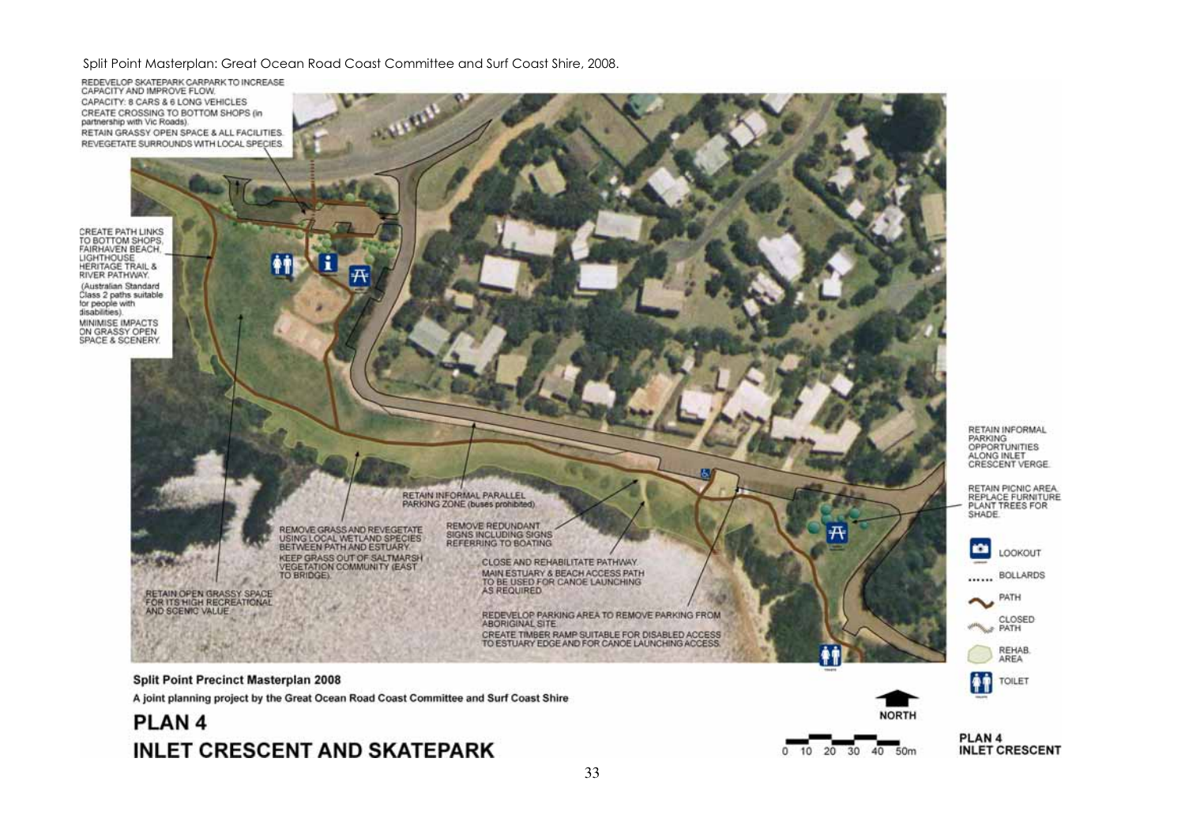Split Point Masterplan: Great Ocean Road Coast Committee and Surf Coast Shire, 2008.

REDEVELOP SKATEPARK CARPARK TO INCREASE CAPACITY AND IMPROVE FLOW.
CAPACITY: 8 CARS & 6 LONG VEHICLES
CREATE CROSSING TO BOTTOM SHOPS (in partnership with Vic Roads).
RETAIN GRASSY OPEN SPACE & ALL FACILITIES.
REVEGETATE SURROUNDS WITH LOCAL SPECIES.

CREATE PATH LINKS TO BOTTOM SHOPS, FAIRHAVEN BEACH, LIGHTHOUSE HERITAGE TRAIL & RIVER PATHWAY.
(Australian Standard Class 2 paths suitable for people with disabilities).
MINIMISE IMPACTS ON GRASSY OPEN SPACE & SCENERY.

RETAIN INFORMAL PARKING OPPORTUNITIES ALONG INLET CRESCENT VERGE.

RETAIN PICNIC AREA. REPLACE FURNITURE. PLANT TREES FOR SHADE.

RETAIN INFORMAL PARALLEL PARKING ZONE (buses prohibited)

REMOVE GRASS AND REVEGETATE USING LOCAL WETLAND SPECIES BETWEEN PATH AND ESTUARY.
KEEP GRASS OUT OF SALTMARSH VEGETATION COMMUNITY (EAST TO BRIDGE).

REMOVE REDUNDANT SIGNS INCLUDING SIGNS REFERRING TO BOATING

CLOSE AND REHABILITATE PATHWAY.
MAIN ESTUARY & BEACH ACCESS PATH TO BE USED FOR CANOE LAUNCHING AS REQUIRED.

RETAIN OPEN GRASSY SPACE FOR ITS HIGH RECREATIONAL AND SCENIC VALUE.

REDEVELOP PARKING AREA TO REMOVE PARKING FROM ABORIGINAL SITE.
CREATE TIMBER RAMP SUITABLE FOR DISABLED ACCESS TO ESTUARY EDGE AND FOR CANOE LAUNCHING ACCESS.

Legend: LOOKOUT; BOLLARDS; PATH; CLOSED PATH; REHAB. AREA; TOILET

NORTH

0 10 20 30 40 50m

**Split Point Precinct Masterplan 2008**

**A joint planning project by the Great Ocean Road Coast Committee and Surf Coast Shire**

## PLAN 4
## INLET CRESCENT AND SKATEPARK

**PLAN 4**
**INLET CRESCENT**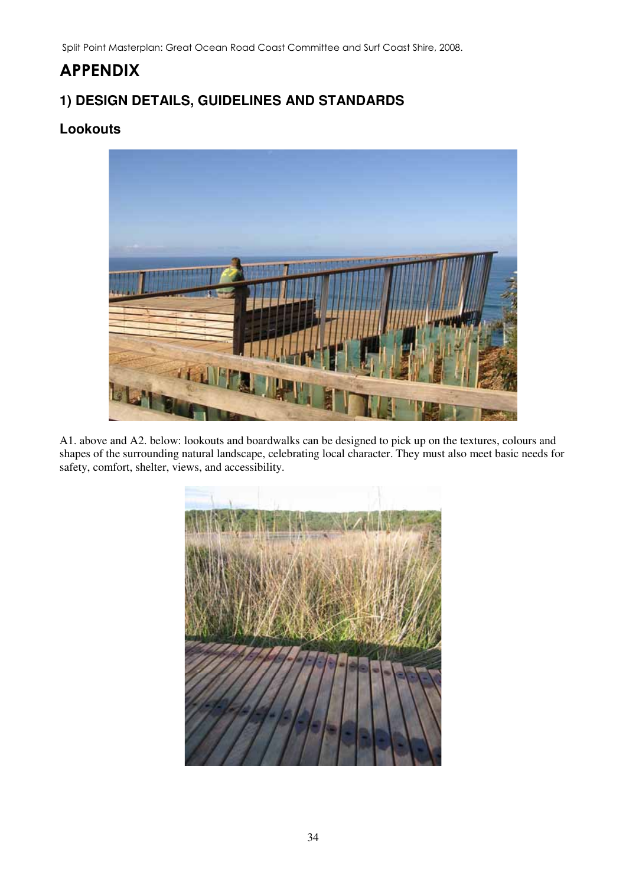# APPENDIX

## 1) DESIGN DETAILS, GUIDELINES AND STANDARDS

### Lookouts

A1. above and A2. below: lookouts and boardwalks can be designed to pick up on the textures, colours and shapes of the surrounding natural landscape, celebrating local character. They must also meet basic needs for safety, comfort, shelter, views, and accessibility.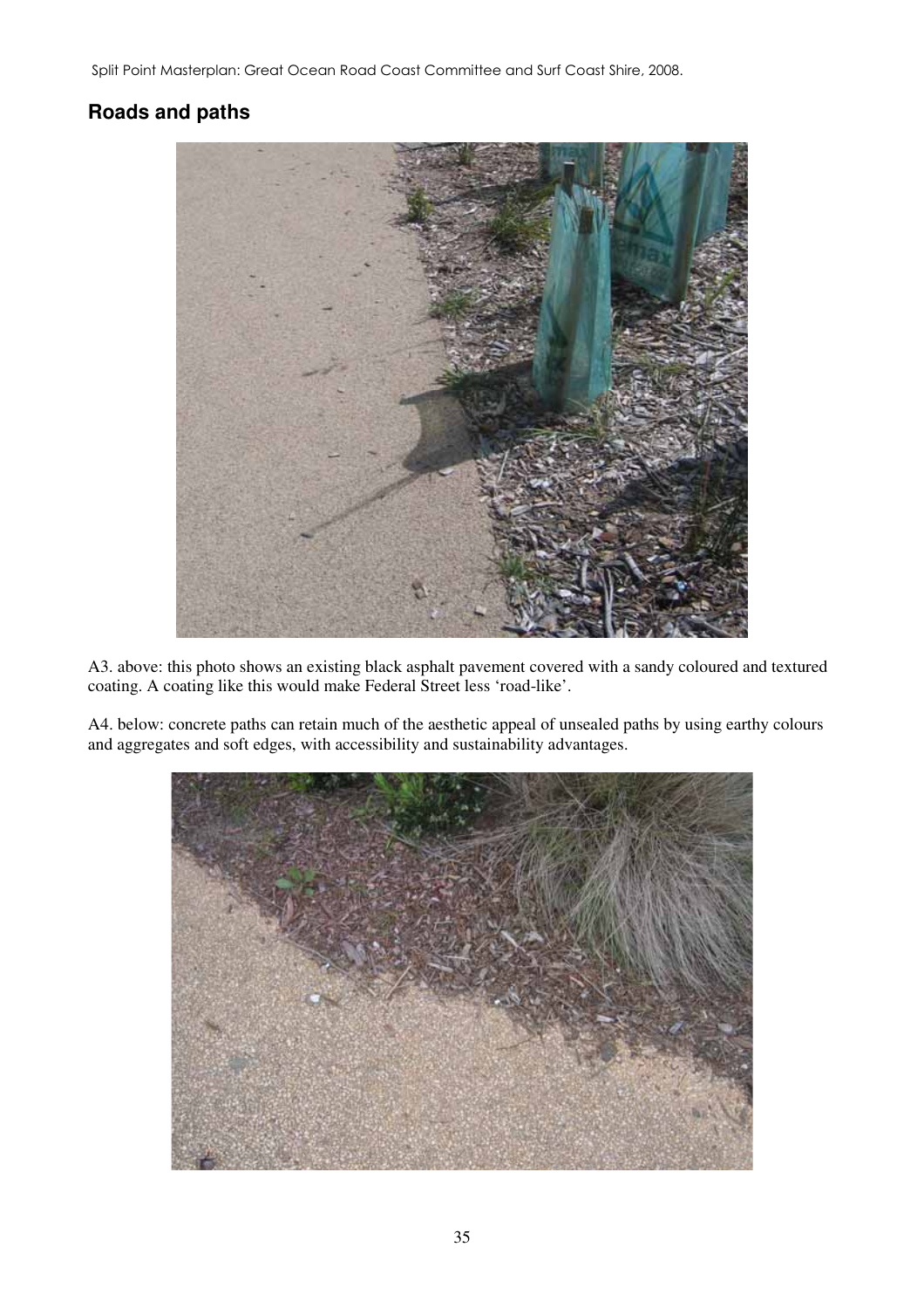## Roads and paths

A3. above: this photo shows an existing black asphalt pavement covered with a sandy coloured and textured coating. A coating like this would make Federal Street less 'road-like'.

A4. below: concrete paths can retain much of the aesthetic appeal of unsealed paths by using earthy colours and aggregates and soft edges, with accessibility and sustainability advantages.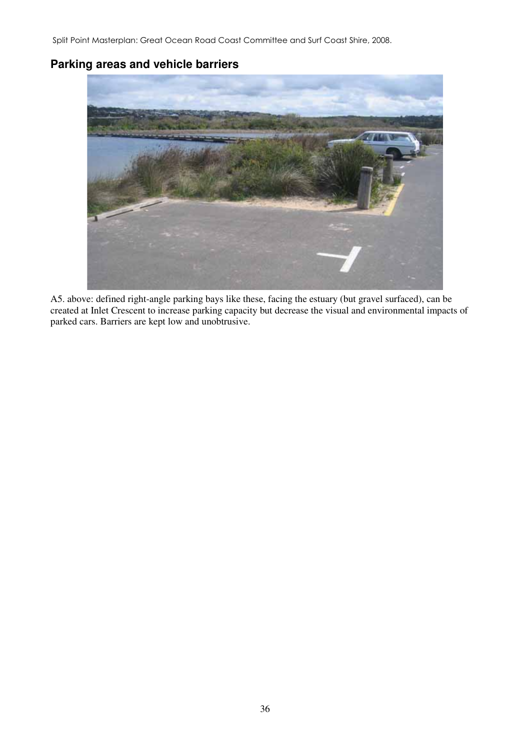## Parking areas and vehicle barriers

A5. above: defined right-angle parking bays like these, facing the estuary (but gravel surfaced), can be created at Inlet Crescent to increase parking capacity but decrease the visual and environmental impacts of parked cars. Barriers are kept low and unobtrusive.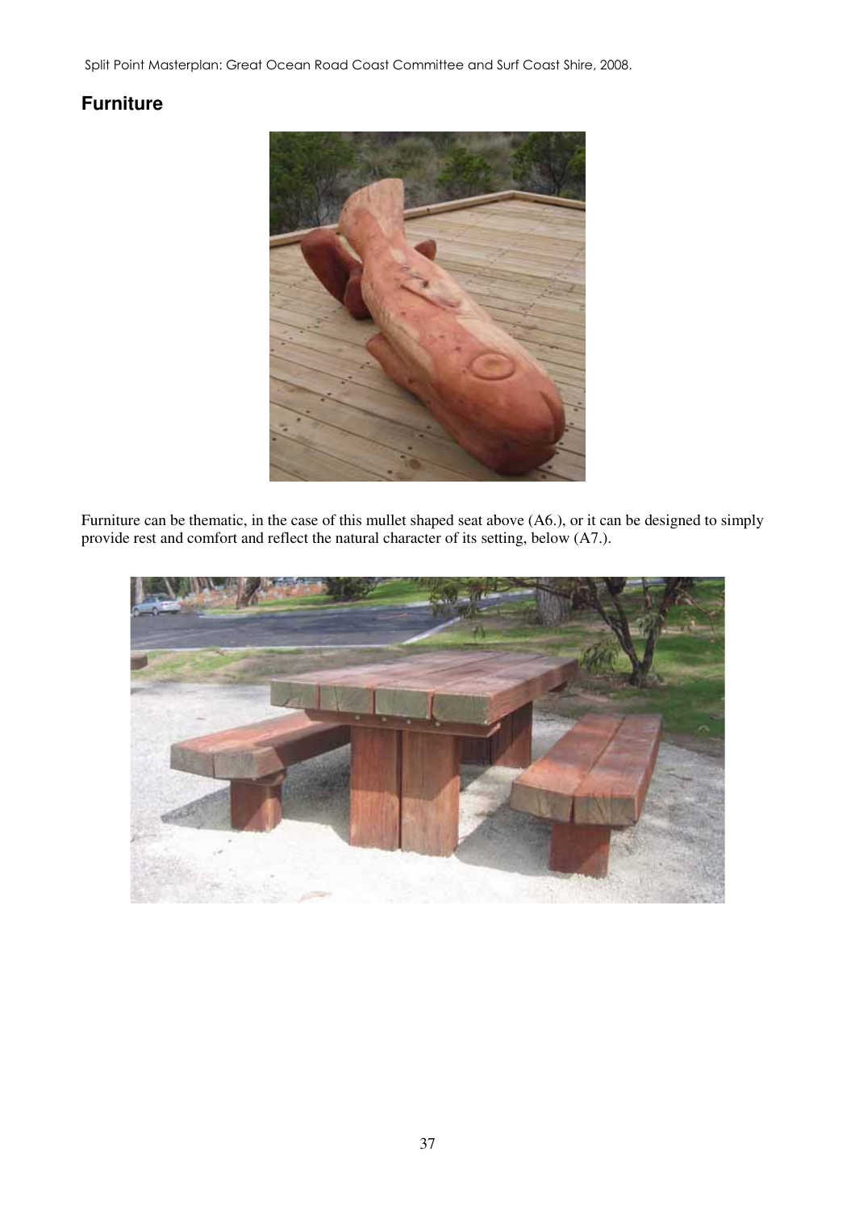## Furniture

Furniture can be thematic, in the case of this mullet shaped seat above (A6.), or it can be designed to simply provide rest and comfort and reflect the natural character of its setting, below (A7.).